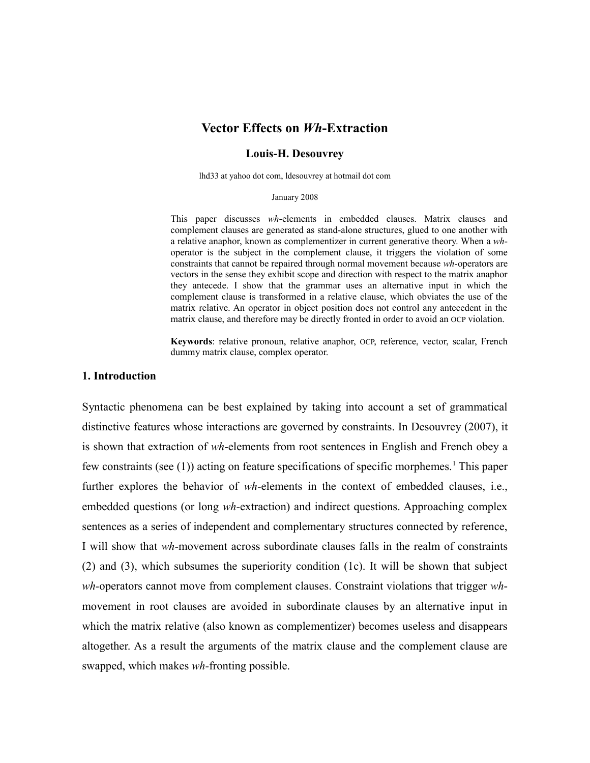# Vector Effects on *Wh*-Extraction

**Louis-H. Desouvrey**

lhd33 at yahoo dot com, ldesouvrey at hotmail dot com

January 2008

This paper discusses *wh*-elements in embedded clauses. Matrix clauses and complement clauses are generated as stand-alone structures, glued to one another with a relative anaphor, known as complementizer in current generative theory. When a *wh*-operator is the subject in the complement clause, it triggers the violation of some constraints that cannot be repaired through normal movement because *wh*-operators are vectors in the sense they exhibit scope and direction with respect to the matrix anaphor they antecede. I show that the grammar uses an alternative input in which the complement clause is transformed in a relative clause, which obviates the use of the matrix relative. An operator in object position does not control any antecedent in the matrix clause, and therefore may be directly fronted in order to avoid an OCP violation.

**Keywords**: relative pronoun, relative anaphor, OCP, reference, vector, scalar, French dummy matrix clause, complex operator.

## 1. Introduction

Syntactic phenomena can be best explained by taking into account a set of grammatical distinctive features whose interactions are governed by constraints. In Desouvrey (2007), it is shown that extraction of *wh*-elements from root sentences in English and French obey a few constraints (see (1)) acting on feature specifications of specific morphemes.[1] This paper further explores the behavior of *wh*-elements in the context of embedded clauses, i.e., embedded questions (or long *wh*-extraction) and indirect questions. Approaching complex sentences as a series of independent and complementary structures connected by reference, I will show that *wh*-movement across subordinate clauses falls in the realm of constraints (2) and (3), which subsumes the superiority condition (1c). It will be shown that subject *wh*-operators cannot move from complement clauses. Constraint violations that trigger *wh*-movement in root clauses are avoided in subordinate clauses by an alternative input in which the matrix relative (also known as complementizer) becomes useless and disappears altogether. As a result the arguments of the matrix clause and the complement clause are swapped, which makes *wh*-fronting possible.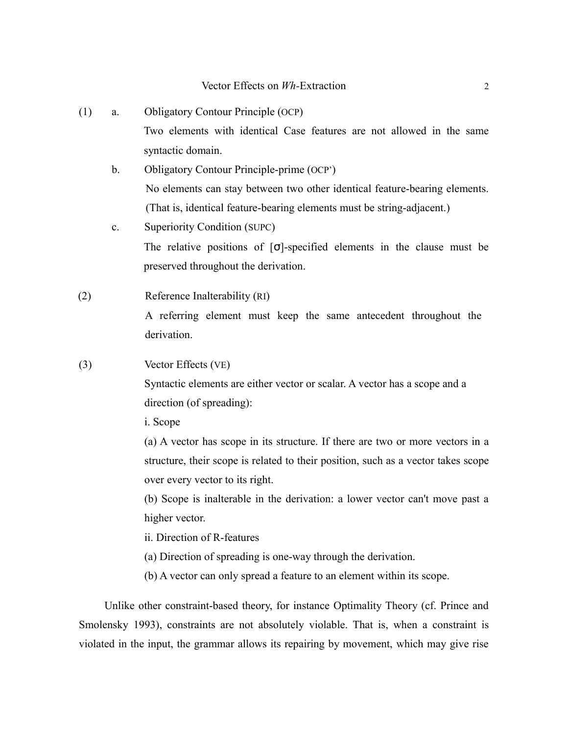(1) a. Obligatory Contour Principle (OCP)

Two elements with identical Case features are not allowed in the same syntactic domain.

b. Obligatory Contour Principle-prime (OCP')

No elements can stay between two other identical feature-bearing elements. (That is, identical feature-bearing elements must be string-adjacent.)

c. Superiority Condition (SUPC)

The relative positions of [σ]-specified elements in the clause must be preserved throughout the derivation.

(2) Reference Inalterability (RI)

A referring element must keep the same antecedent throughout the derivation.

(3) Vector Effects (VE)

Syntactic elements are either vector or scalar. A vector has a scope and a direction (of spreading):

i. Scope

(a) A vector has scope in its structure. If there are two or more vectors in a structure, their scope is related to their position, such as a vector takes scope over every vector to its right.

(b) Scope is inalterable in the derivation: a lower vector can't move past a higher vector.

ii. Direction of R-features

(a) Direction of spreading is one-way through the derivation.

(b) A vector can only spread a feature to an element within its scope.

Unlike other constraint-based theory, for instance Optimality Theory (cf. Prince and Smolensky 1993), constraints are not absolutely violable. That is, when a constraint is violated in the input, the grammar allows its repairing by movement, which may give rise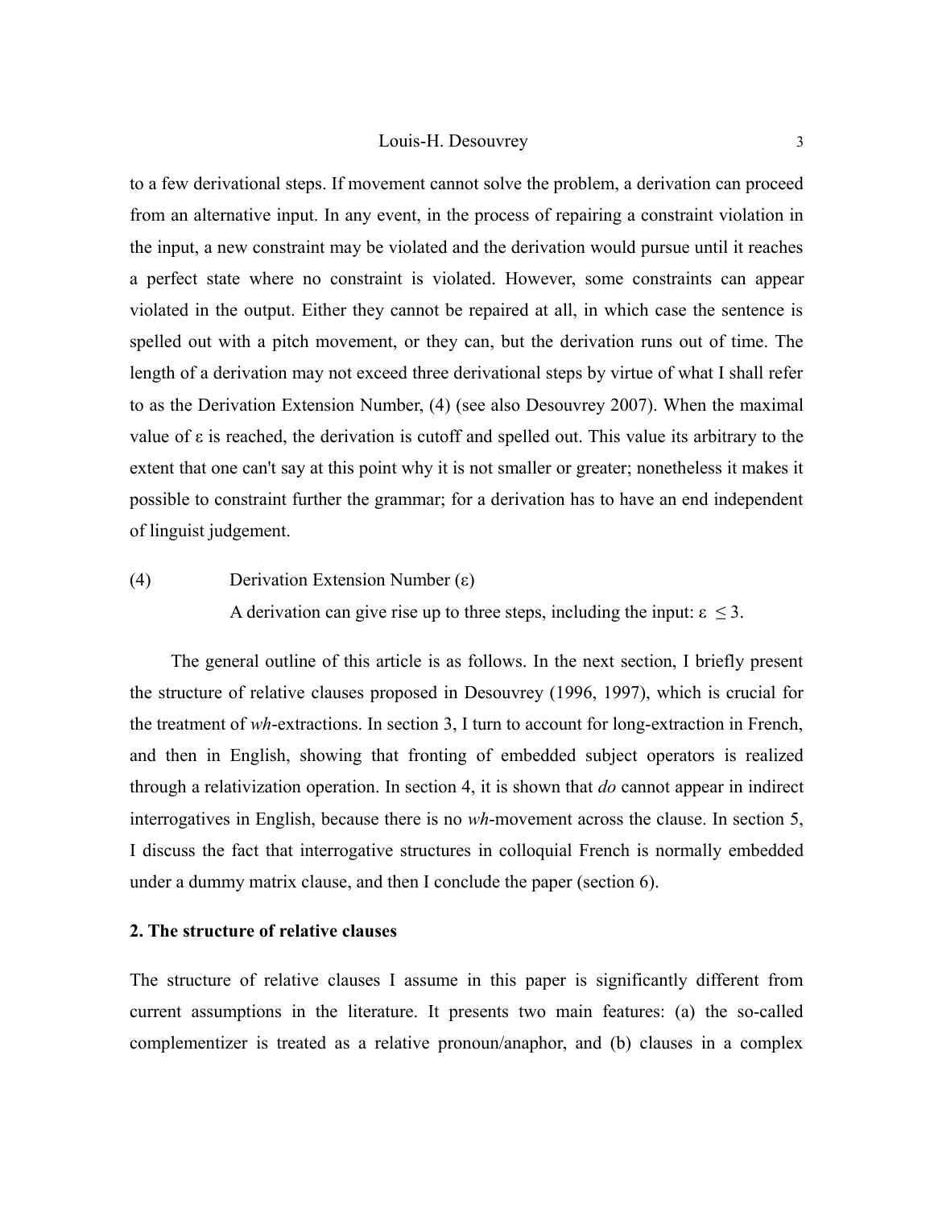to a few derivational steps. If movement cannot solve the problem, a derivation can proceed from an alternative input. In any event, in the process of repairing a constraint violation in the input, a new constraint may be violated and the derivation would pursue until it reaches a perfect state where no constraint is violated. However, some constraints can appear violated in the output. Either they cannot be repaired at all, in which case the sentence is spelled out with a pitch movement, or they can, but the derivation runs out of time. The length of a derivation may not exceed three derivational steps by virtue of what I shall refer to as the Derivation Extension Number, (4) (see also Desouvrey 2007). When the maximal value of ε is reached, the derivation is cutoff and spelled out. This value its arbitrary to the extent that one can't say at this point why it is not smaller or greater; nonetheless it makes it possible to constraint further the grammar; for a derivation has to have an end independent of linguist judgement.

(4) Derivation Extension Number (ε)

A derivation can give rise up to three steps, including the input: $\varepsilon \leq 3$.

The general outline of this article is as follows. In the next section, I briefly present the structure of relative clauses proposed in Desouvrey (1996, 1997), which is crucial for the treatment of *wh*-extractions. In section 3, I turn to account for long-extraction in French, and then in English, showing that fronting of embedded subject operators is realized through a relativization operation. In section 4, it is shown that *do* cannot appear in indirect interrogatives in English, because there is no *wh*-movement across the clause. In section 5, I discuss the fact that interrogative structures in colloquial French is normally embedded under a dummy matrix clause, and then I conclude the paper (section 6).

## 2. The structure of relative clauses

The structure of relative clauses I assume in this paper is significantly different from current assumptions in the literature. It presents two main features: (a) the so-called complementizer is treated as a relative pronoun/anaphor, and (b) clauses in a complex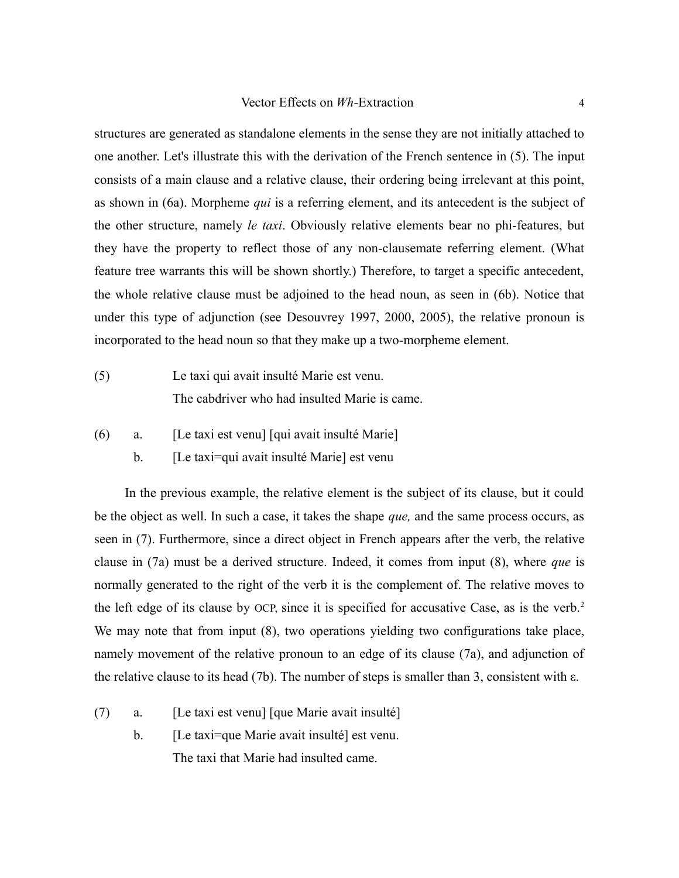structures are generated as standalone elements in the sense they are not initially attached to one another. Let's illustrate this with the derivation of the French sentence in (5). The input consists of a main clause and a relative clause, their ordering being irrelevant at this point, as shown in (6a). Morpheme *qui* is a referring element, and its antecedent is the subject of the other structure, namely *le taxi*. Obviously relative elements bear no phi-features, but they have the property to reflect those of any non-clausemate referring element. (What feature tree warrants this will be shown shortly.) Therefore, to target a specific antecedent, the whole relative clause must be adjoined to the head noun, as seen in (6b). Notice that under this type of adjunction (see Desouvrey 1997, 2000, 2005), the relative pronoun is incorporated to the head noun so that they make up a two-morpheme element.

(5) Le taxi qui avait insulté Marie est venu.
The cabdriver who had insulted Marie is came.

(6) a. [Le taxi est venu] [qui avait insulté Marie]
b. [Le taxi=qui avait insulté Marie] est venu

In the previous example, the relative element is the subject of its clause, but it could be the object as well. In such a case, it takes the shape *que,* and the same process occurs, as seen in (7). Furthermore, since a direct object in French appears after the verb, the relative clause in (7a) must be a derived structure. Indeed, it comes from input (8), where *que* is normally generated to the right of the verb it is the complement of. The relative moves to the left edge of its clause by OCP, since it is specified for accusative Case, as is the verb.[2] We may note that from input (8), two operations yielding two configurations take place, namely movement of the relative pronoun to an edge of its clause (7a), and adjunction of the relative clause to its head (7b). The number of steps is smaller than 3, consistent with $\varepsilon$.

(7) a. [Le taxi est venu] [que Marie avait insulté]
b. [Le taxi=que Marie avait insulté] est venu.
The taxi that Marie had insulted came.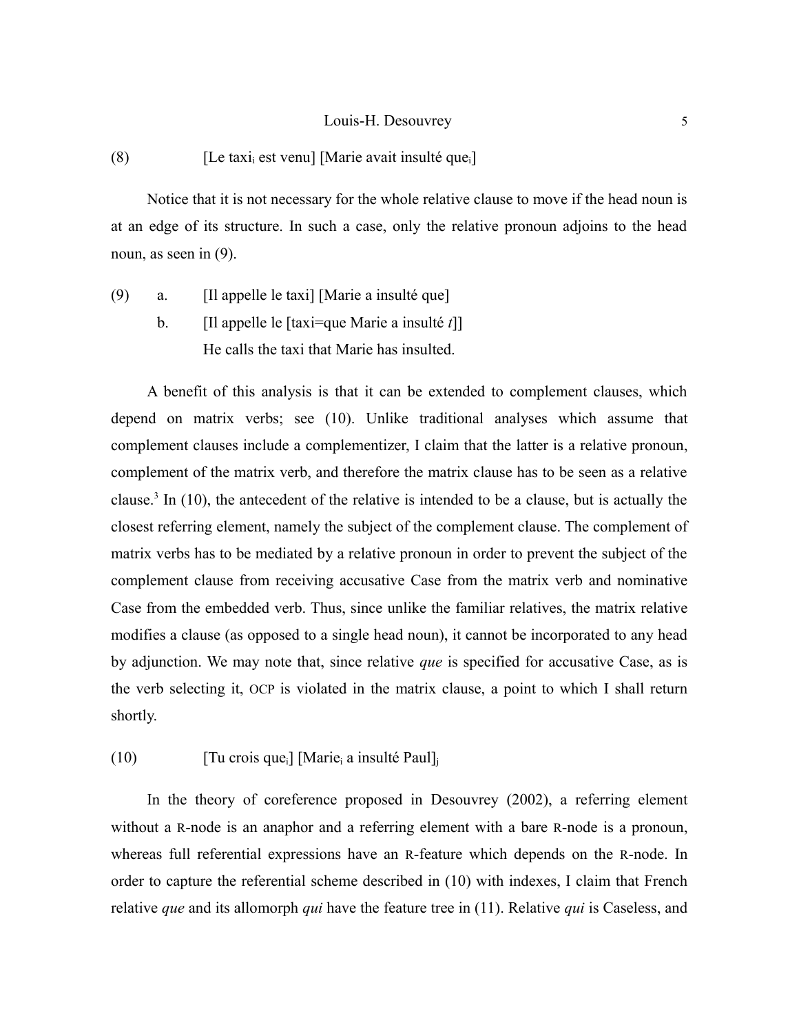(8) [Le taxi$_i$ est venu] [Marie avait insulté que$_i$]

Notice that it is not necessary for the whole relative clause to move if the head noun is at an edge of its structure. In such a case, only the relative pronoun adjoins to the head noun, as seen in (9).

(9) a. [Il appelle le taxi] [Marie a insulté que]

b. [Il appelle le [taxi=que Marie a insulté *t*]]
He calls the taxi that Marie has insulted.

A benefit of this analysis is that it can be extended to complement clauses, which depend on matrix verbs; see (10). Unlike traditional analyses which assume that complement clauses include a complementizer, I claim that the latter is a relative pronoun, complement of the matrix verb, and therefore the matrix clause has to be seen as a relative clause.[3] In (10), the antecedent of the relative is intended to be a clause, but is actually the closest referring element, namely the subject of the complement clause. The complement of matrix verbs has to be mediated by a relative pronoun in order to prevent the subject of the complement clause from receiving accusative Case from the matrix verb and nominative Case from the embedded verb. Thus, since unlike the familiar relatives, the matrix relative modifies a clause (as opposed to a single head noun), it cannot be incorporated to any head by adjunction. We may note that, since relative *que* is specified for accusative Case, as is the verb selecting it, OCP is violated in the matrix clause, a point to which I shall return shortly.

(10) [Tu crois que$_i$] [Marie$_i$ a insulté Paul]$_j$

In the theory of coreference proposed in Desouvrey (2002), a referring element without a R-node is an anaphor and a referring element with a bare R-node is a pronoun, whereas full referential expressions have an R-feature which depends on the R-node. In order to capture the referential scheme described in (10) with indexes, I claim that French relative *que* and its allomorph *qui* have the feature tree in (11). Relative *qui* is Caseless, and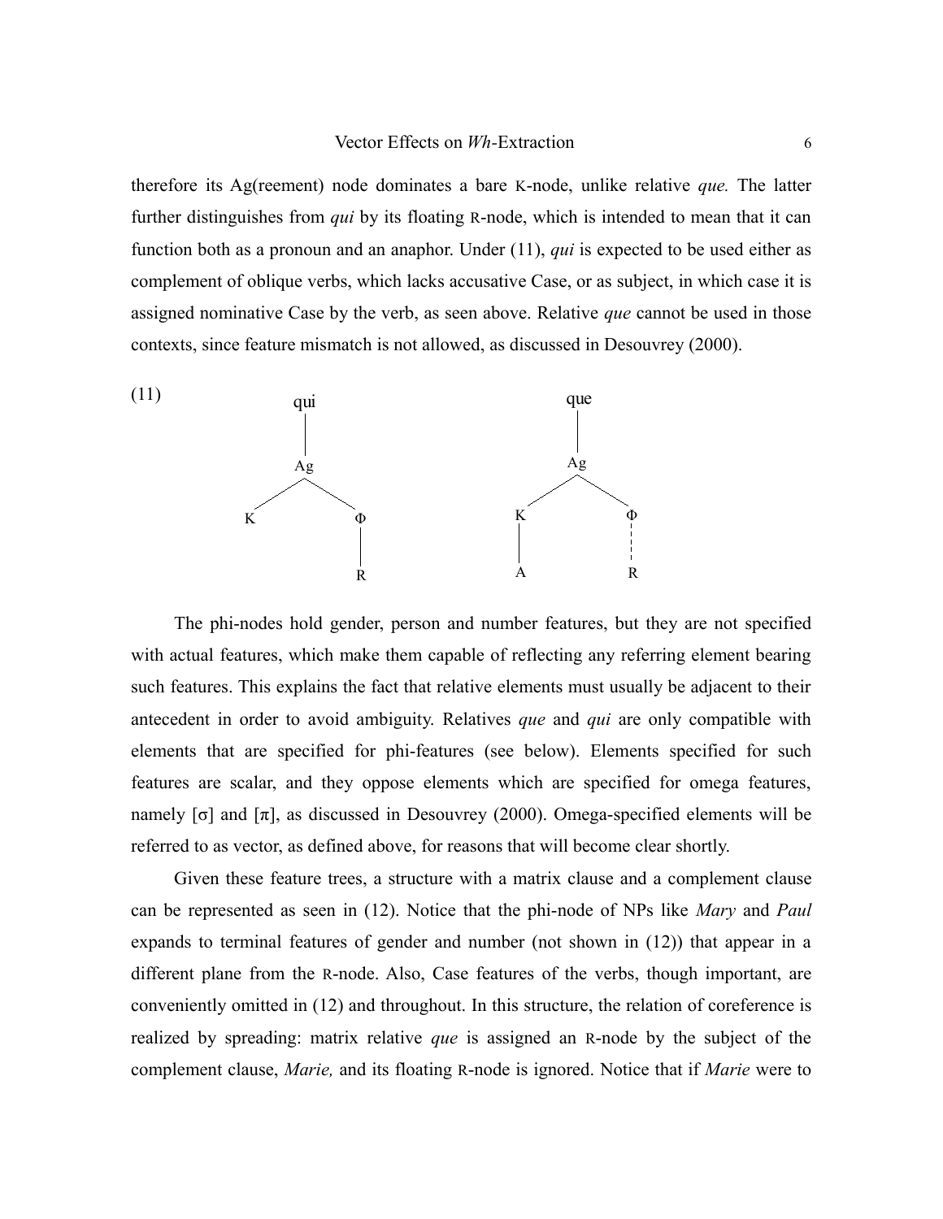therefore its Ag(reement) node dominates a bare K-node, unlike relative *que.* The latter further distinguishes from *qui* by its floating R-node, which is intended to mean that it can function both as a pronoun and an anaphor. Under (11), *qui* is expected to be used either as complement of oblique verbs, which lacks accusative Case, or as subject, in which case it is assigned nominative Case by the verb, as seen above. Relative *que* cannot be used in those contexts, since feature mismatch is not allowed, as discussed in Desouvrey (2000).

(11)

```
      qui                      que
       |                        |
       Ag                       Ag
      /  \                     /  \
     K    Φ                   K    Φ
          |                   |    ¦
          R                   A    R
```

The phi-nodes hold gender, person and number features, but they are not specified with actual features, which make them capable of reflecting any referring element bearing such features. This explains the fact that relative elements must usually be adjacent to their antecedent in order to avoid ambiguity. Relatives *que* and *qui* are only compatible with elements that are specified for phi-features (see below). Elements specified for such features are scalar, and they oppose elements which are specified for omega features, namely [σ] and [π], as discussed in Desouvrey (2000). Omega-specified elements will be referred to as vector, as defined above, for reasons that will become clear shortly.

Given these feature trees, a structure with a matrix clause and a complement clause can be represented as seen in (12). Notice that the phi-node of NPs like *Mary* and *Paul* expands to terminal features of gender and number (not shown in (12)) that appear in a different plane from the R-node. Also, Case features of the verbs, though important, are conveniently omitted in (12) and throughout. In this structure, the relation of coreference is realized by spreading: matrix relative *que* is assigned an R-node by the subject of the complement clause, *Marie,* and its floating R-node is ignored. Notice that if *Marie* were to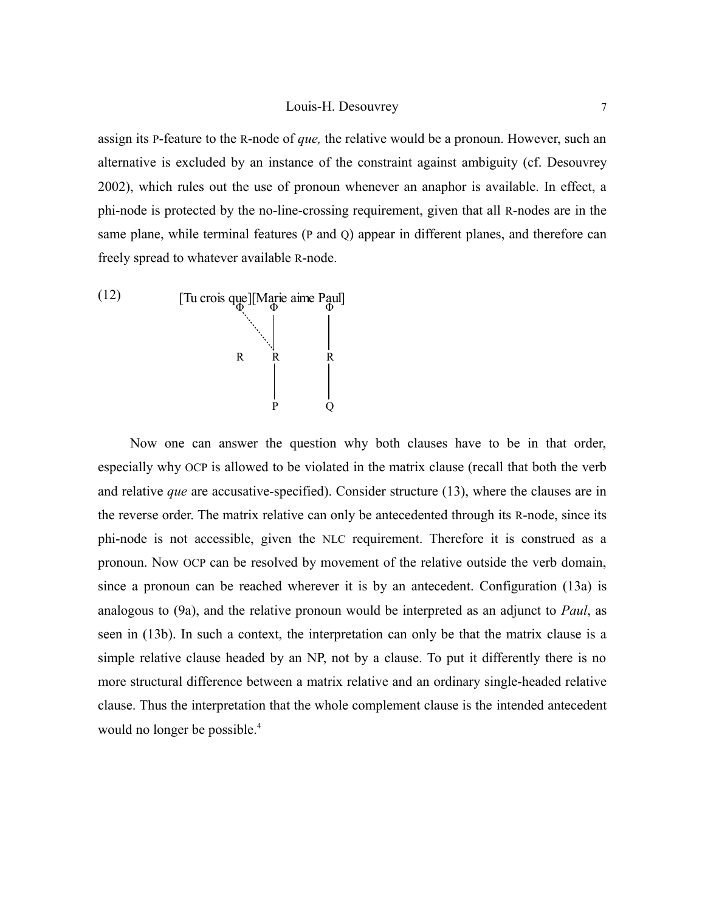assign its P-feature to the R-node of *que,* the relative would be a pronoun. However, such an alternative is excluded by an instance of the constraint against ambiguity (cf. Desouvrey 2002), which rules out the use of pronoun whenever an anaphor is available. In effect, a phi-node is protected by the no-line-crossing requirement, given that all R-nodes are in the same plane, while terminal features (P and Q) appear in different planes, and therefore can freely spread to whatever available R-node.

(12)

```
[Tu crois que][Marie aime Paul]
          Φ      Φ        Φ
           .     |        |
            .    |        |
             .   |        |
          R      R        R
                 |        |
                 |        |
                 P        Q
```

Now one can answer the question why both clauses have to be in that order, especially why OCP is allowed to be violated in the matrix clause (recall that both the verb and relative *que* are accusative-specified). Consider structure (13), where the clauses are in the reverse order. The matrix relative can only be antecedented through its R-node, since its phi-node is not accessible, given the NLC requirement. Therefore it is construed as a pronoun. Now OCP can be resolved by movement of the relative outside the verb domain, since a pronoun can be reached wherever it is by an antecedent. Configuration (13a) is analogous to (9a), and the relative pronoun would be interpreted as an adjunct to *Paul*, as seen in (13b). In such a context, the interpretation can only be that the matrix clause is a simple relative clause headed by an NP, not by a clause. To put it differently there is no more structural difference between a matrix relative and an ordinary single-headed relative clause. Thus the interpretation that the whole complement clause is the intended antecedent would no longer be possible.[4]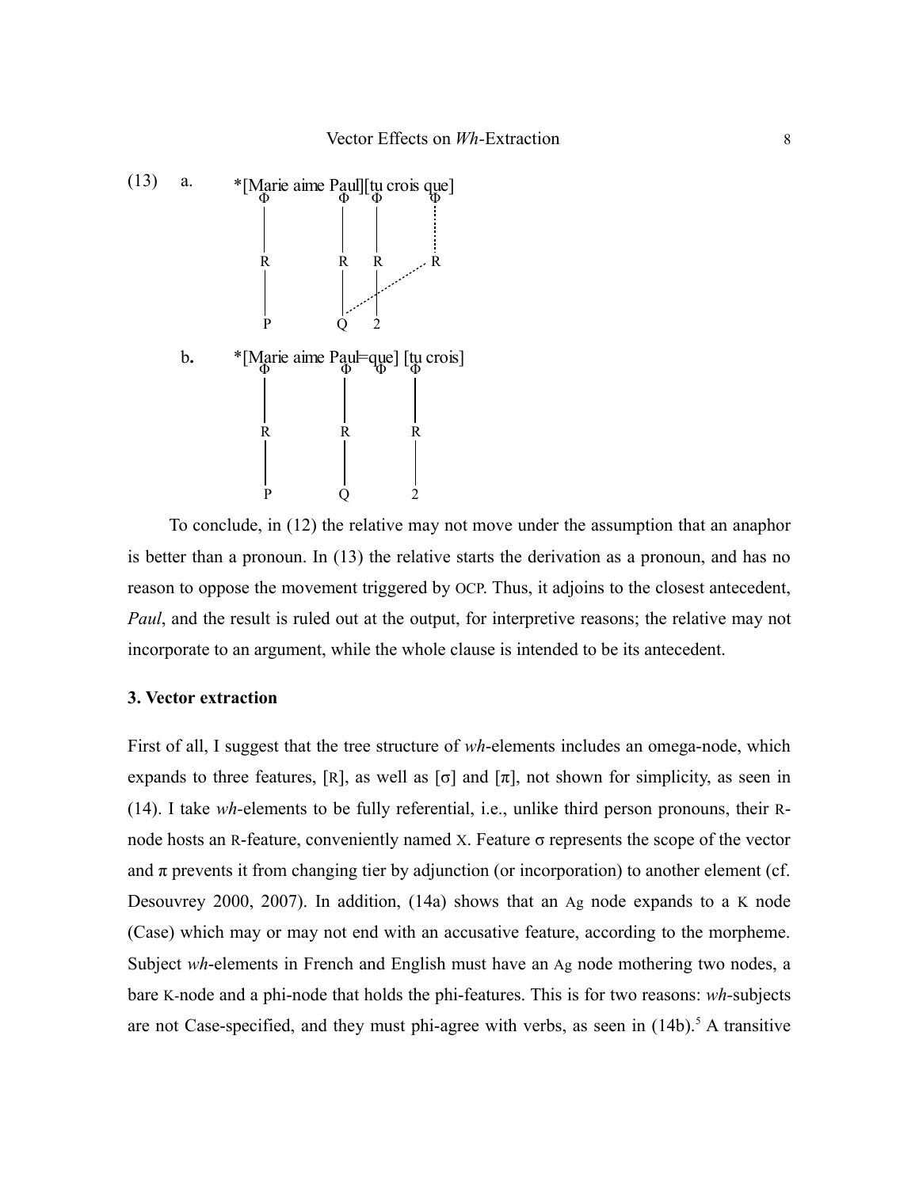(13) a. *[Marie aime Paul][tu crois que]

```
         Φ              Φ   Φ         Φ
         |              |   |         :
         |              |   |         :
         R              R   R  ...... R
         |              |  .|.....
         |              |.. |
         P              Q   2
```

b. *[Marie aime Paul=que] [tu crois]

```
         Φ              Φ  Φ   Φ
         |              |      |
         |              |      |
         R              R      R
         |              |      |
         |              |      |
         P              Q      2
```

To conclude, in (12) the relative may not move under the assumption that an anaphor is better than a pronoun. In (13) the relative starts the derivation as a pronoun, and has no reason to oppose the movement triggered by OCP. Thus, it adjoins to the closest antecedent, *Paul*, and the result is ruled out at the output, for interpretive reasons; the relative may not incorporate to an argument, while the whole clause is intended to be its antecedent.

### 3. Vector extraction

First of all, I suggest that the tree structure of *wh*-elements includes an omega-node, which expands to three features, [R], as well as [σ] and [π], not shown for simplicity, as seen in (14). I take *wh*-elements to be fully referential, i.e., unlike third person pronouns, their R-node hosts an R-feature, conveniently named X. Feature σ represents the scope of the vector and π prevents it from changing tier by adjunction (or incorporation) to another element (cf. Desouvrey 2000, 2007). In addition, (14a) shows that an Ag node expands to a K node (Case) which may or may not end with an accusative feature, according to the morpheme. Subject *wh*-elements in French and English must have an Ag node mothering two nodes, a bare K-node and a phi-node that holds the phi-features. This is for two reasons: *wh*-subjects are not Case-specified, and they must phi-agree with verbs, as seen in (14b).[5] A transitive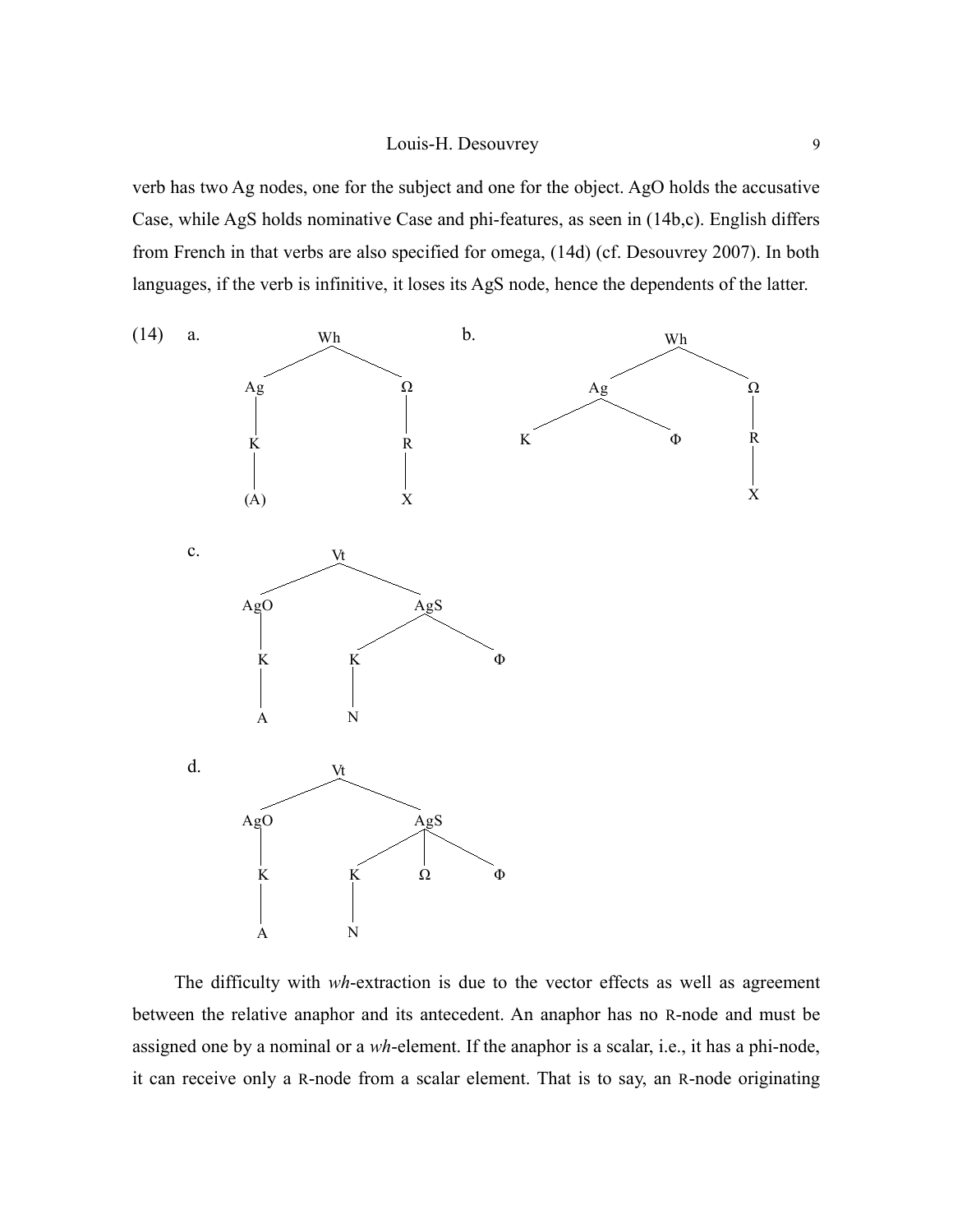verb has two Ag nodes, one for the subject and one for the object. AgO holds the accusative Case, while AgS holds nominative Case and phi-features, as seen in (14b,c). English differs from French in that verbs are also specified for omega, (14d) (cf. Desouvrey 2007). In both languages, if the verb is infinitive, it loses its AgS node, hence the dependents of the latter.

(14) a.

```
          Wh
        /    \
      Ag      Ω
      |       |
      K       R
      |       |
     (A)      X
```

b.

```
            Wh
          /    \
        Ag      Ω
       /  \     |
      K    Φ    R
                |
                X
```

c.

```
           Vt
         /    \
      AgO      AgS
       |      /   \
       K     K     Φ
       |     |
       A     N
```

d.

```
           Vt
         /    \
      AgO      AgS
       |     /  |  \
       K    K   Ω   Φ
       |    |
       A    N
```

The difficulty with *wh*-extraction is due to the vector effects as well as agreement between the relative anaphor and its antecedent. An anaphor has no R-node and must be assigned one by a nominal or a *wh*-element. If the anaphor is a scalar, i.e., it has a phi-node, it can receive only a R-node from a scalar element. That is to say, an R-node originating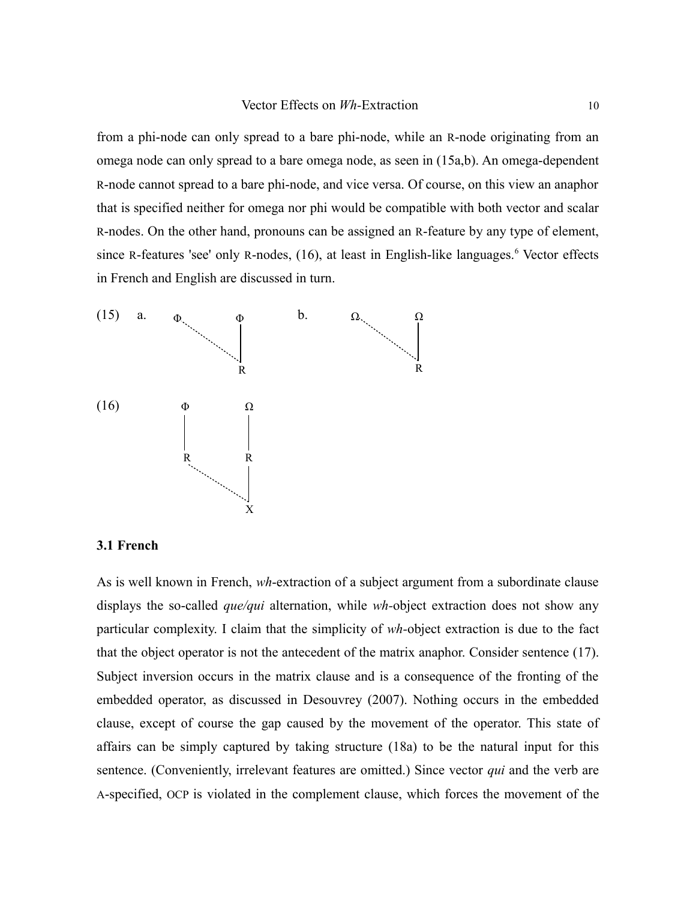from a phi-node can only spread to a bare phi-node, while an R-node originating from an omega node can only spread to a bare omega node, as seen in (15a,b). An omega-dependent R-node cannot spread to a bare phi-node, and vice versa. Of course, on this view an anaphor that is specified neither for omega nor phi would be compatible with both vector and scalar R-nodes. On the other hand, pronouns can be assigned an R-feature by any type of element, since R-features 'see' only R-nodes, (16), at least in English-like languages.[6] Vector effects in French and English are discussed in turn.

```
(15)  a.  Φ.          Φ          b.  Ω.          Ω
            ·.        |                ·.        |
              ·.      |                  ·.      |
                ·.    |                    ·.    |
                  ·.  |                      ·.  |
                      R                          R

(16)      Φ          Ω
          |          |
          |          |
          R          R
            ·.       |
              ·.     |
                ·.   |
                     X
```

### 3.1 French

As is well known in French, *wh*-extraction of a subject argument from a subordinate clause displays the so-called *que/qui* alternation, while *wh*-object extraction does not show any particular complexity. I claim that the simplicity of *wh*-object extraction is due to the fact that the object operator is not the antecedent of the matrix anaphor. Consider sentence (17). Subject inversion occurs in the matrix clause and is a consequence of the fronting of the embedded operator, as discussed in Desouvrey (2007). Nothing occurs in the embedded clause, except of course the gap caused by the movement of the operator. This state of affairs can be simply captured by taking structure (18a) to be the natural input for this sentence. (Conveniently, irrelevant features are omitted.) Since vector *qui* and the verb are A-specified, OCP is violated in the complement clause, which forces the movement of the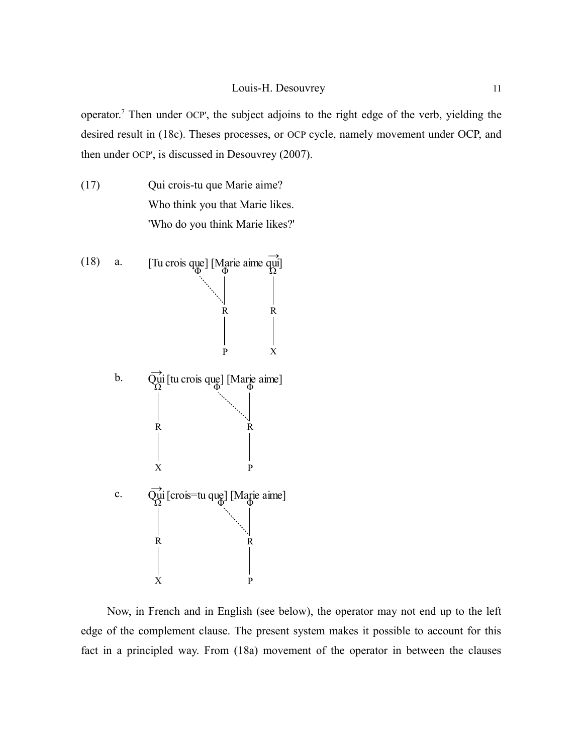operator.[7] Then under OCP', the subject adjoins to the right edge of the verb, yielding the desired result in (18c). Theses processes, or OCP cycle, namely movement under OCP, and then under OCP', is discussed in Desouvrey (2007).

(17) Qui crois-tu que Marie aime?
Who think you that Marie likes.
'Who do you think Marie likes?'

(18) a. [Tu crois que] [Marie aime $\overrightarrow{\text{qui}}$]

```
            Φ      Φ         Ω
             .     |         |
               .   |         |
                 . R         R
                   |         |
                   P         X
```

b. $\overrightarrow{\text{Qui}}$ [tu crois que] [Marie aime]

```
   Ω                 Φ      Φ
   |                  .     |
   |                    .   |
   R                      . R
   |                        |
   X                        P
```

c. $\overrightarrow{\text{Qui}}$ [crois=tu que] [Marie aime]

```
   Ω                 Φ      Φ
   |                  .     |
   |                    .   |
   R                      . R
   |                        |
   X                        P
```

Now, in French and in English (see below), the operator may not end up to the left edge of the complement clause. The present system makes it possible to account for this fact in a principled way. From (18a) movement of the operator in between the clauses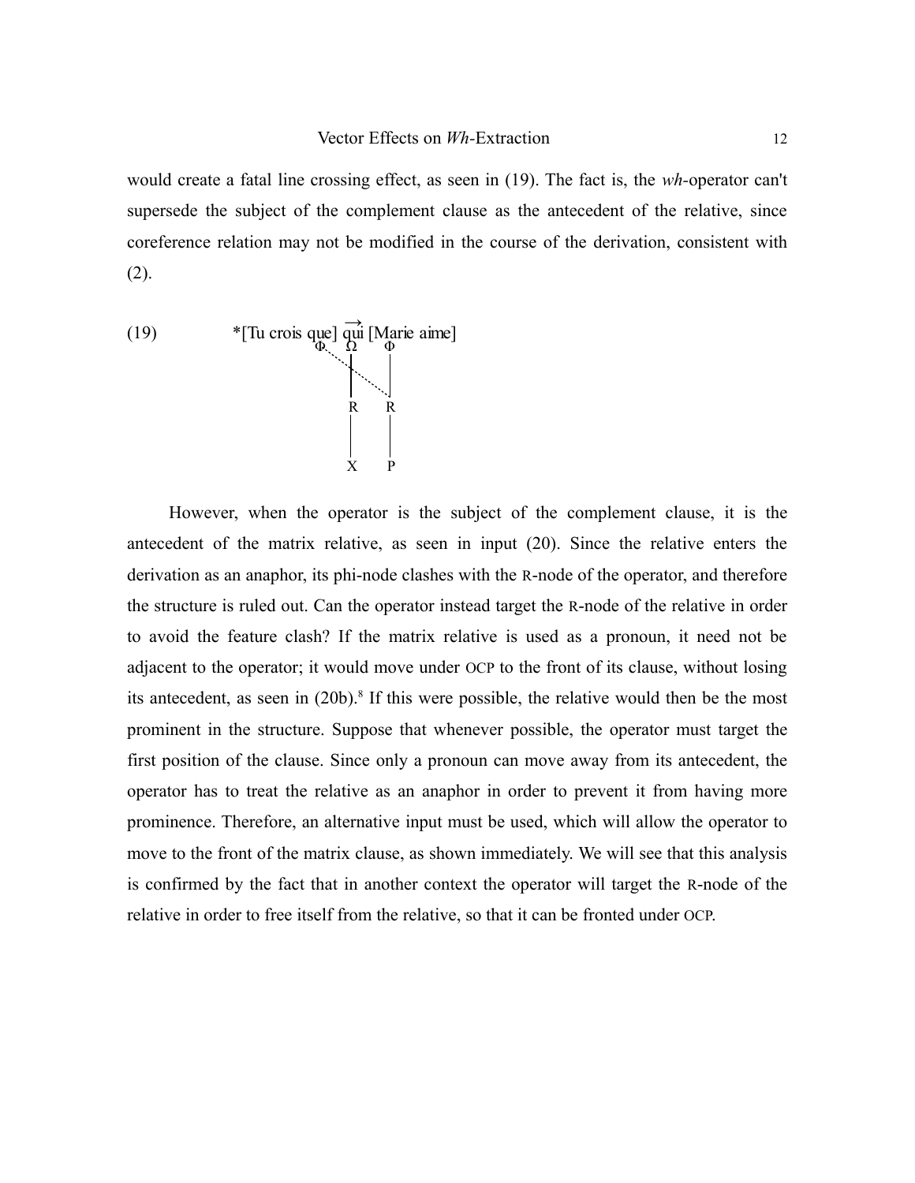would create a fatal line crossing effect, as seen in (19). The fact is, the *wh*-operator can't supersede the subject of the complement clause as the antecedent of the relative, since coreference relation may not be modified in the course of the derivation, consistent with (2).

```
(19)        *[Tu crois que] qui [Marie aime]
                         Φ    Ω     Φ
                           ·. |     |
                             ·|·.   |
                              |  ·. |
                              R     R
                              |     |
                              X     P
```

However, when the operator is the subject of the complement clause, it is the antecedent of the matrix relative, as seen in input (20). Since the relative enters the derivation as an anaphor, its phi-node clashes with the R-node of the operator, and therefore the structure is ruled out. Can the operator instead target the R-node of the relative in order to avoid the feature clash? If the matrix relative is used as a pronoun, it need not be adjacent to the operator; it would move under OCP to the front of its clause, without losing its antecedent, as seen in (20b).[8] If this were possible, the relative would then be the most prominent in the structure. Suppose that whenever possible, the operator must target the first position of the clause. Since only a pronoun can move away from its antecedent, the operator has to treat the relative as an anaphor in order to prevent it from having more prominence. Therefore, an alternative input must be used, which will allow the operator to move to the front of the matrix clause, as shown immediately. We will see that this analysis is confirmed by the fact that in another context the operator will target the R-node of the relative in order to free itself from the relative, so that it can be fronted under OCP.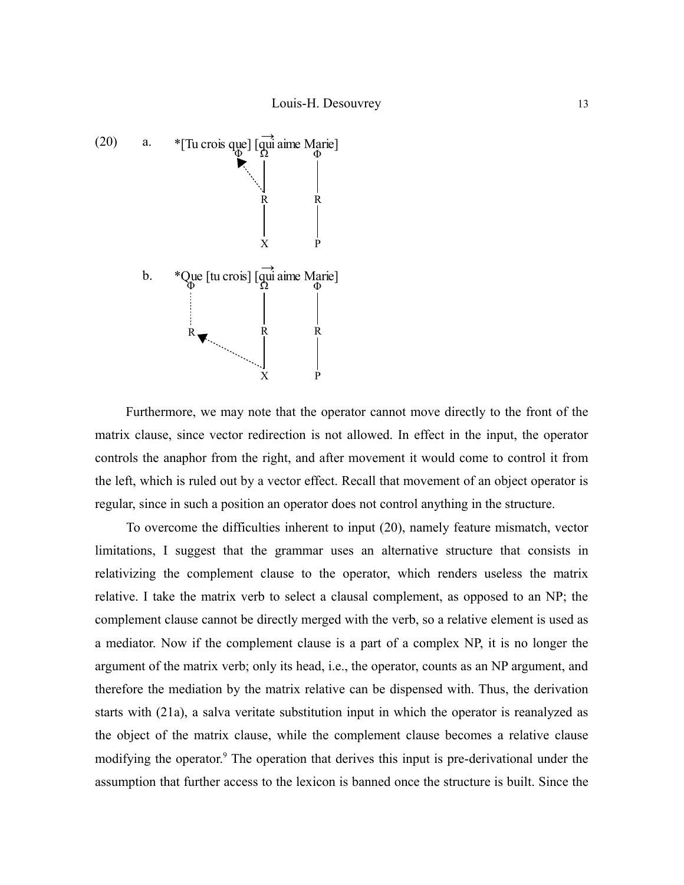(20) a. *[Tu crois que] [$\overrightarrow{\text{qui}}$ aime Marie]

```
              Φ    Ω      Φ
               ◄.  |      |
                 . |      |
                   R      R
                   |      |
                   X      P
```

b. *Que [tu crois] [$\overrightarrow{\text{qui}}$ aime Marie]

```
    Φ             Ω      Φ
    :             |      |
    R ◄. . . .    R      R
             . .  |      |
                  X      P
```

Furthermore, we may note that the operator cannot move directly to the front of the matrix clause, since vector redirection is not allowed. In effect in the input, the operator controls the anaphor from the right, and after movement it would come to control it from the left, which is ruled out by a vector effect. Recall that movement of an object operator is regular, since in such a position an operator does not control anything in the structure.

To overcome the difficulties inherent to input (20), namely feature mismatch, vector limitations, I suggest that the grammar uses an alternative structure that consists in relativizing the complement clause to the operator, which renders useless the matrix relative. I take the matrix verb to select a clausal complement, as opposed to an NP; the complement clause cannot be directly merged with the verb, so a relative element is used as a mediator. Now if the complement clause is a part of a complex NP, it is no longer the argument of the matrix verb; only its head, i.e., the operator, counts as an NP argument, and therefore the mediation by the matrix relative can be dispensed with. Thus, the derivation starts with (21a), a salva veritate substitution input in which the operator is reanalyzed as the object of the matrix clause, while the complement clause becomes a relative clause modifying the operator.[9] The operation that derives this input is pre-derivational under the assumption that further access to the lexicon is banned once the structure is built. Since the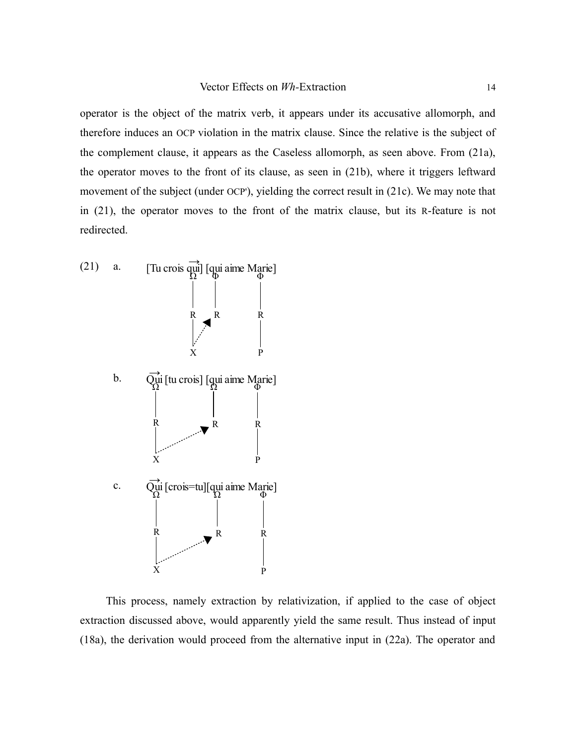operator is the object of the matrix verb, it appears under its accusative allomorph, and therefore induces an OCP violation in the matrix clause. Since the relative is the subject of the complement clause, it appears as the Caseless allomorph, as seen above. From (21a), the operator moves to the front of its clause, as seen in (21b), where it triggers leftward movement of the subject (under OCP'), yielding the correct result in (21c). We may note that in (21), the operator moves to the front of the matrix clause, but its R-feature is not redirected.

(21) a. [Tu crois $\overrightarrow{\text{qui}}$] [qui aime Marie]

```
              Ω     Φ         Φ
              |     |         |
              R     R         R
              |   ↗           |
              X               P
```

b. $\overrightarrow{\text{Qui}}$ [tu crois] [qui aime Marie]

```
   Ω                 Ω          Φ
   |                 |          |
   R                 R          R
   |            ↗               |
   X                            P
```

c. $\overrightarrow{\text{Qui}}$ [crois=tu][qui aime Marie]

```
   Ω                 Ω          Φ
   |                 |          |
   R                 R          R
   |            ↗               |
   X                            P
```

This process, namely extraction by relativization, if applied to the case of object extraction discussed above, would apparently yield the same result. Thus instead of input (18a), the derivation would proceed from the alternative input in (22a). The operator and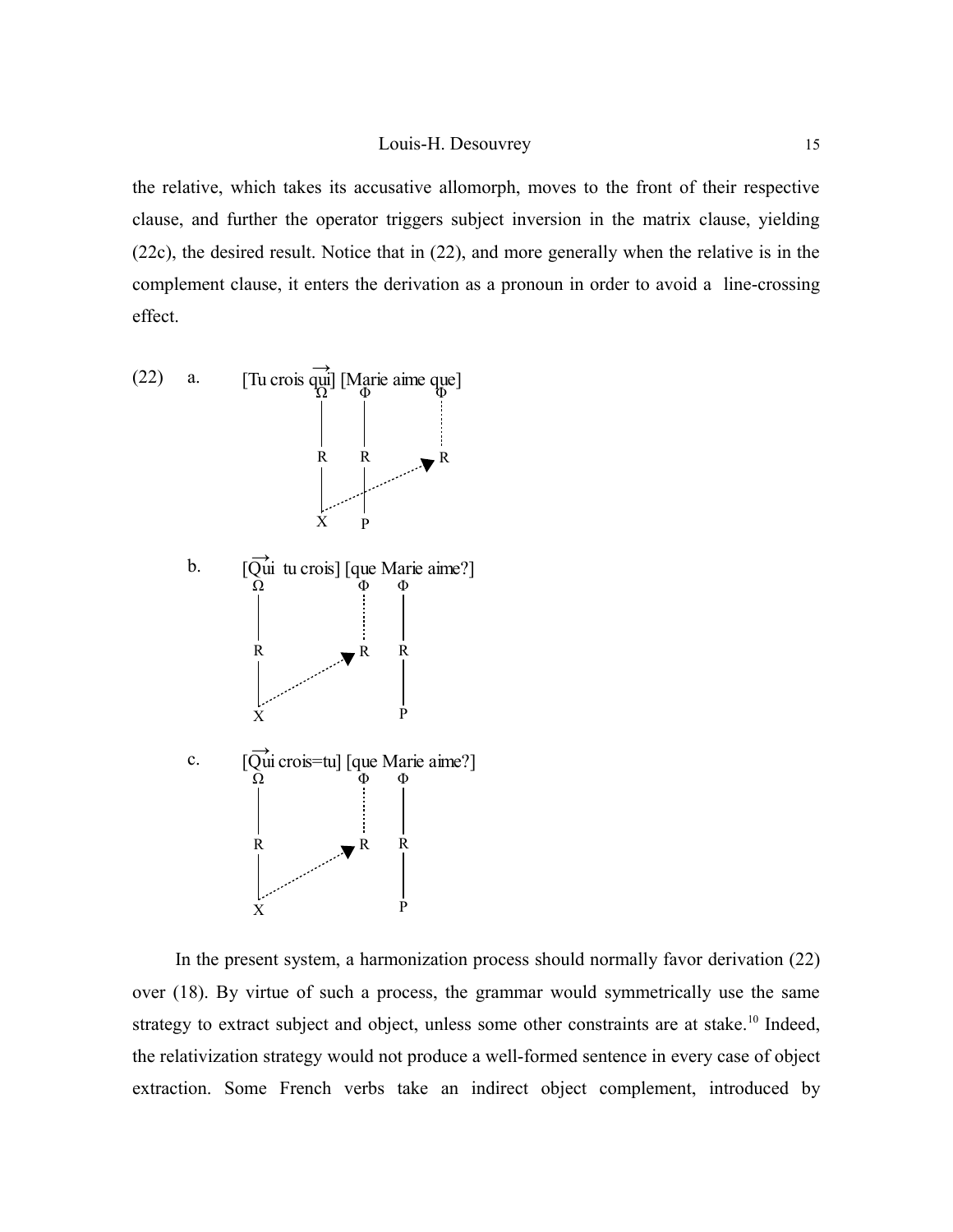the relative, which takes its accusative allomorph, moves to the front of their respective clause, and further the operator triggers subject inversion in the matrix clause, yielding (22c), the desired result. Notice that in (22), and more generally when the relative is in the complement clause, it enters the derivation as a pronoun in order to avoid a line-crossing effect.

(22) a. [Tu crois $\overrightarrow{\text{qui}}$] [Marie aime que]

```
            Ω    Φ     Φ
            |    |     :
            R    R     R
            |    |   ↗
            X    P
```

b. [$\overrightarrow{\text{Qui}}$ tu crois] [que Marie aime?]

```
    Ω            Φ    Φ
    |            :    |
    R            R    R
    |          ↗      |
    X                 P
```

c. [$\overrightarrow{\text{Qui}}$ crois=tu] [que Marie aime?]

```
    Ω            Φ    Φ
    |            :    |
    R            R    R
    |          ↗      |
    X                 P
```

In the present system, a harmonization process should normally favor derivation (22) over (18). By virtue of such a process, the grammar would symmetrically use the same strategy to extract subject and object, unless some other constraints are at stake.[10] Indeed, the relativization strategy would not produce a well-formed sentence in every case of object extraction. Some French verbs take an indirect object complement, introduced by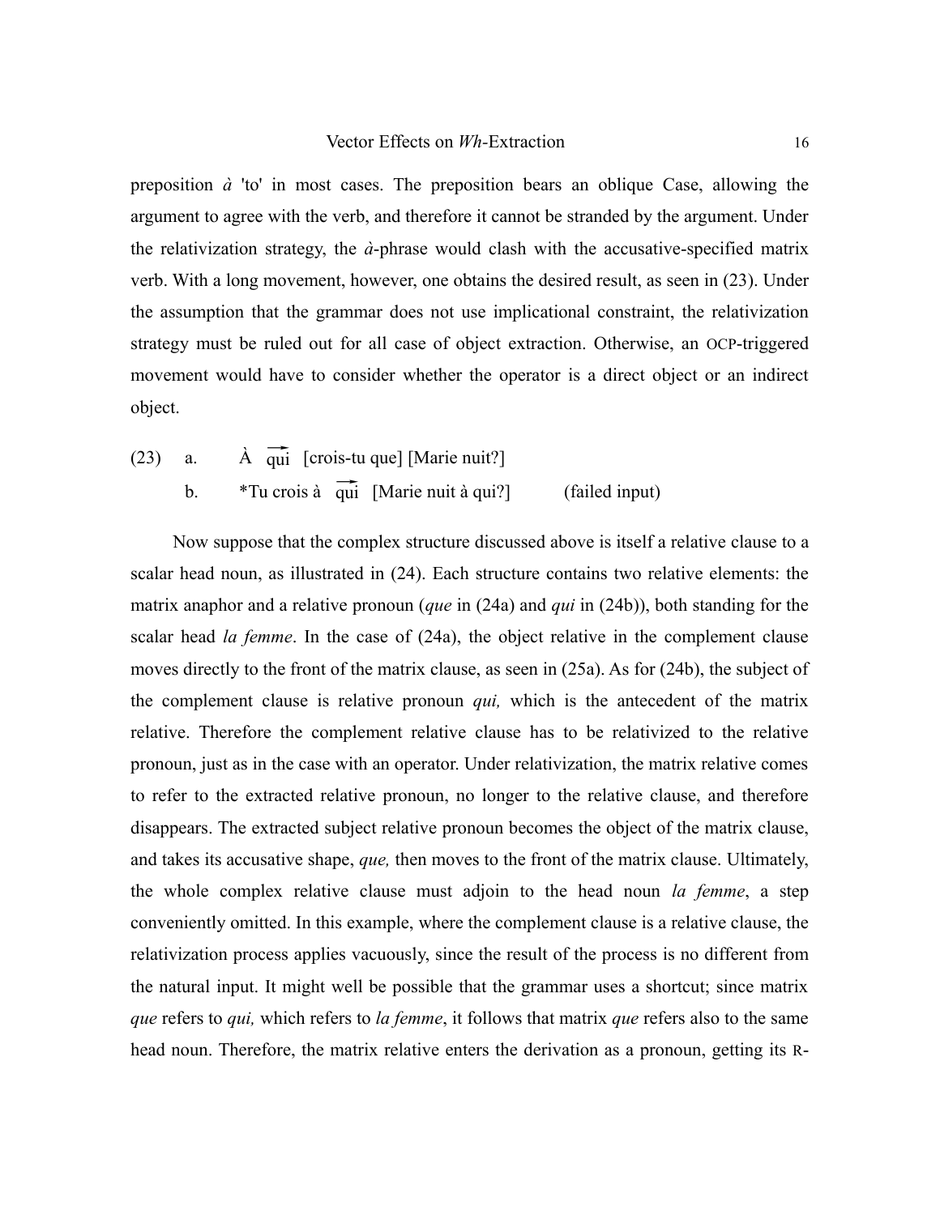preposition *à* 'to' in most cases. The preposition bears an oblique Case, allowing the argument to agree with the verb, and therefore it cannot be stranded by the argument. Under the relativization strategy, the *à*-phrase would clash with the accusative-specified matrix verb. With a long movement, however, one obtains the desired result, as seen in (23). Under the assumption that the grammar does not use implicational constraint, the relativization strategy must be ruled out for all case of object extraction. Otherwise, an OCP-triggered movement would have to consider whether the operator is a direct object or an indirect object.

(23) a. À $\overrightarrow{\text{qui}}$ [crois-tu que] [Marie nuit?]

b. *Tu crois à $\overrightarrow{\text{qui}}$ [Marie nuit à qui?] (failed input)

Now suppose that the complex structure discussed above is itself a relative clause to a scalar head noun, as illustrated in (24). Each structure contains two relative elements: the matrix anaphor and a relative pronoun (*que* in (24a) and *qui* in (24b)), both standing for the scalar head *la femme*. In the case of (24a), the object relative in the complement clause moves directly to the front of the matrix clause, as seen in (25a). As for (24b), the subject of the complement clause is relative pronoun *qui,* which is the antecedent of the matrix relative. Therefore the complement relative clause has to be relativized to the relative pronoun, just as in the case with an operator. Under relativization, the matrix relative comes to refer to the extracted relative pronoun, no longer to the relative clause, and therefore disappears. The extracted subject relative pronoun becomes the object of the matrix clause, and takes its accusative shape, *que,* then moves to the front of the matrix clause. Ultimately, the whole complex relative clause must adjoin to the head noun *la femme*, a step conveniently omitted. In this example, where the complement clause is a relative clause, the relativization process applies vacuously, since the result of the process is no different from the natural input. It might well be possible that the grammar uses a shortcut; since matrix *que* refers to *qui,* which refers to *la femme*, it follows that matrix *que* refers also to the same head noun. Therefore, the matrix relative enters the derivation as a pronoun, getting its R-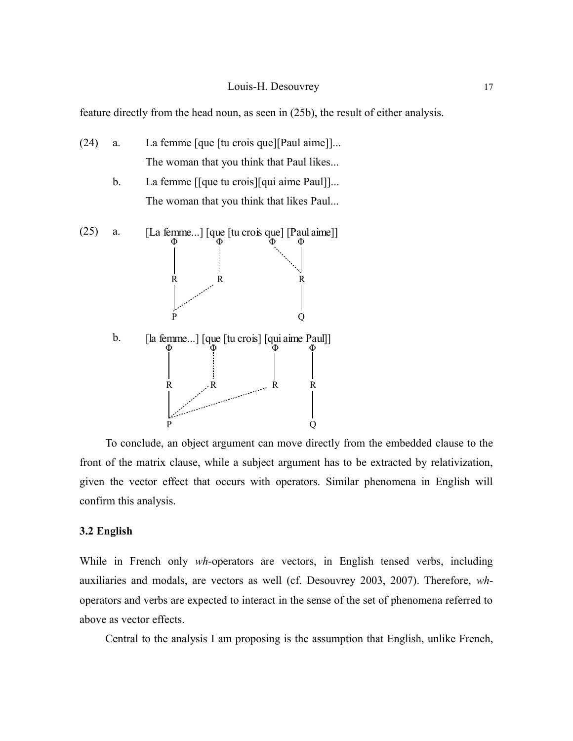feature directly from the head noun, as seen in (25b), the result of either analysis.

(24) a. La femme [que [tu crois que][Paul aime]]...
The woman that you think that Paul likes...

b. La femme [[que tu crois][qui aime Paul]]...
The woman that you think that likes Paul...

(25) a. [La femme...] [que [tu crois que] [Paul aime]]

```
        Φ           Φ           Φ      Φ
        |           :            .     |
        |           :             .    |
        R           R               .  R
        |          .                   |
        |        .                     |
        P                              Q
```

b. [la femme...] [que [tu crois] [qui aime Paul]]

```
        Φ           Φ           Φ      Φ
        |           :           |      |
        |           :           |      |
        R          .R           R      R
        |        .         .           |
        |      .     .                 |
        P                              Q
```

To conclude, an object argument can move directly from the embedded clause to the front of the matrix clause, while a subject argument has to be extracted by relativization, given the vector effect that occurs with operators. Similar phenomena in English will confirm this analysis.

### 3.2 English

While in French only *wh*-operators are vectors, in English tensed verbs, including auxiliaries and modals, are vectors as well (cf. Desouvrey 2003, 2007). Therefore, *wh*-operators and verbs are expected to interact in the sense of the set of phenomena referred to above as vector effects.

Central to the analysis I am proposing is the assumption that English, unlike French,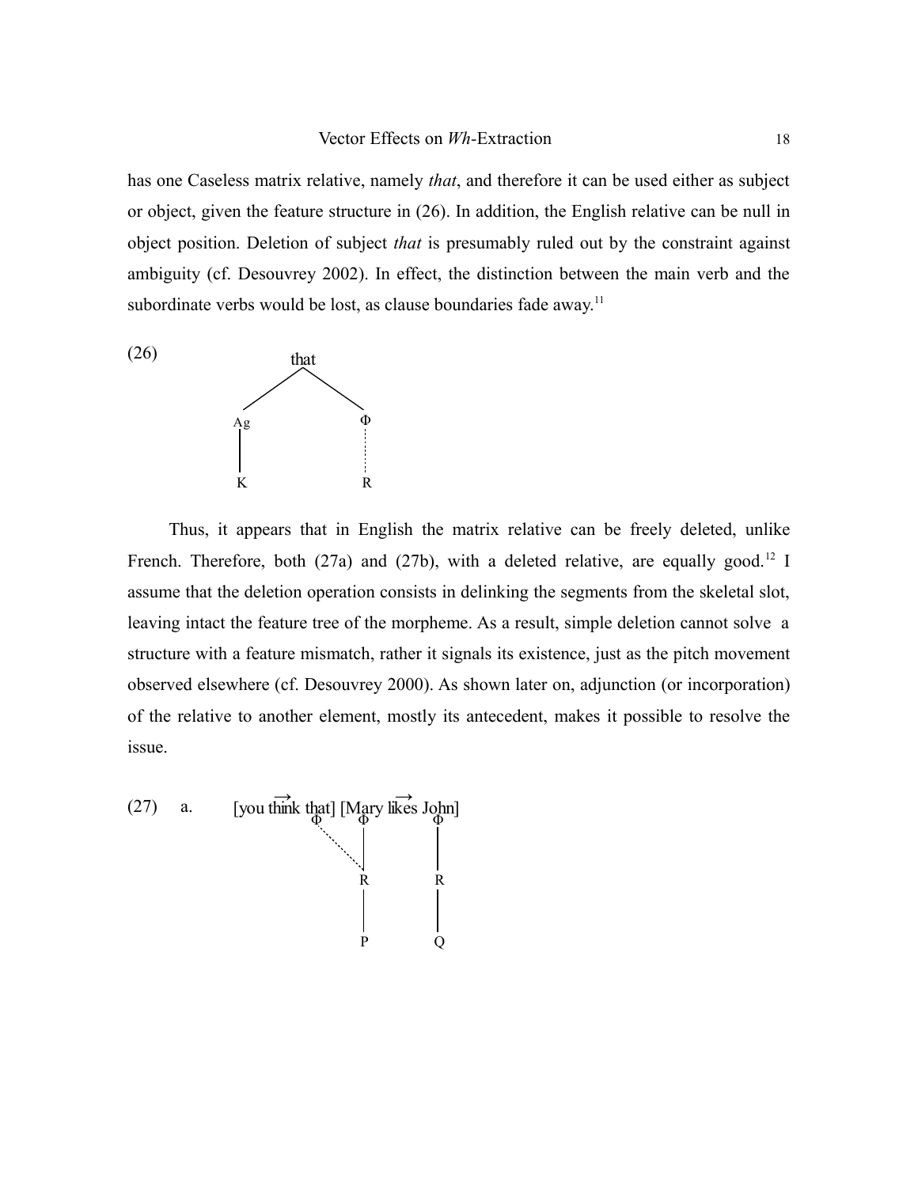has one Caseless matrix relative, namely *that*, and therefore it can be used either as subject or object, given the feature structure in (26). In addition, the English relative can be null in object position. Deletion of subject *that* is presumably ruled out by the constraint against ambiguity (cf. Desouvrey 2002). In effect, the distinction between the main verb and the subordinate verbs would be lost, as clause boundaries fade away.[11]

(26)

```
          that
         /    \
       Ag      Φ
       |       :
       K       R
```

Thus, it appears that in English the matrix relative can be freely deleted, unlike French. Therefore, both (27a) and (27b), with a deleted relative, are equally good.[12] I assume that the deletion operation consists in delinking the segments from the skeletal slot, leaving intact the feature tree of the morpheme. As a result, simple deletion cannot solve a structure with a feature mismatch, rather it signals its existence, just as the pitch movement observed elsewhere (cf. Desouvrey 2000). As shown later on, adjunction (or incorporation) of the relative to another element, mostly its antecedent, makes it possible to resolve the issue.

(27) a.

```
[you think⃗ that] [Mary likes⃗ John]
          Φ     Φ              Φ
           ·.   |              |
             ·. |              |
                R              R
                |              |
                P              Q
```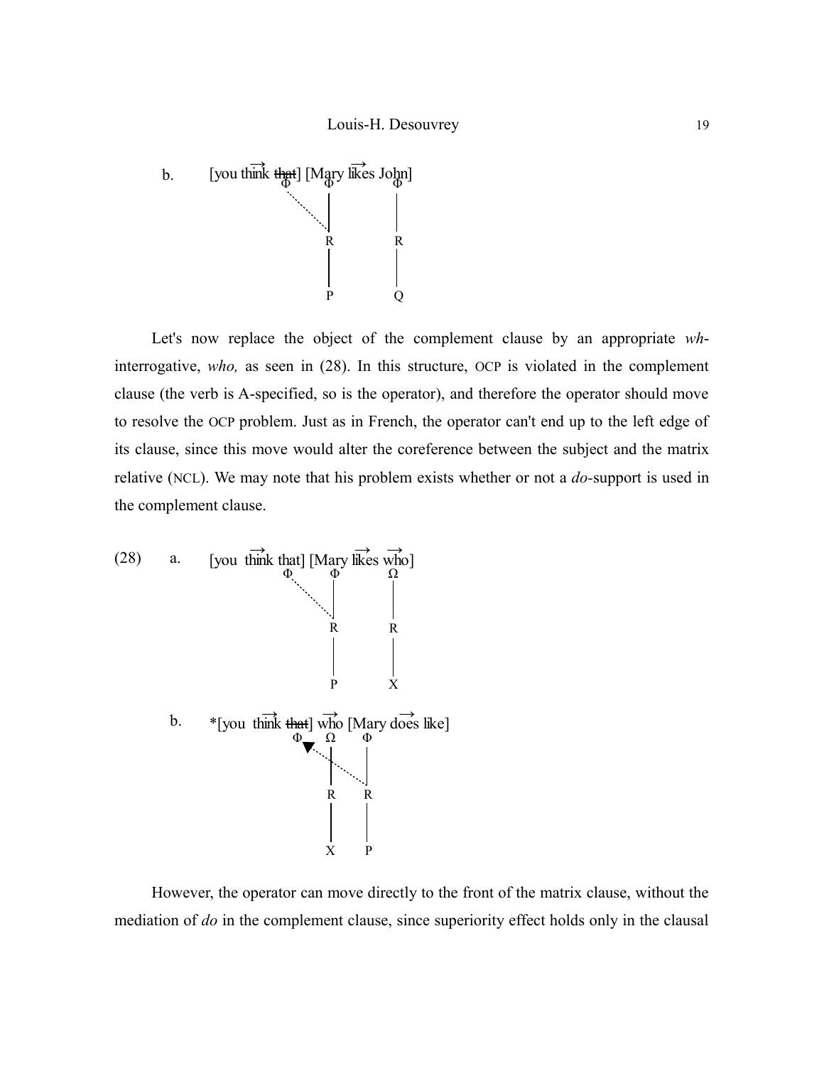b. [you $\overrightarrow{\text{think}}$ ~~that~~] [Mary $\overrightarrow{\text{likes}}$ John]

```
        Φ    Φ      Φ
         \   |      |
          \  |      |
            R       R
            |       |
            P       Q
```

Let's now replace the object of the complement clause by an appropriate *wh*-interrogative, *who,* as seen in (28). In this structure, OCP is violated in the complement clause (the verb is A-specified, so is the operator), and therefore the operator should move to resolve the OCP problem. Just as in French, the operator can't end up to the left edge of its clause, since this move would alter the coreference between the subject and the matrix relative (NCL). We may note that his problem exists whether or not a *do*-support is used in the complement clause.

(28) a. [you $\overrightarrow{\text{think}}$ that] [Mary $\overrightarrow{\text{likes}}$ $\overrightarrow{\text{who}}$]

```
        Φ    Φ     Ω
         \   |     |
          \  |     |
            R      R
            |      |
            P      X
```

b. *[you $\overrightarrow{\text{think}}$ ~~that~~] $\overrightarrow{\text{who}}$ [Mary $\overrightarrow{\text{does}}$ like]

```
        Φ▼   Ω    Φ
          \  |   /
           \ |  /
            R  R
            |  |
            X  P
```

However, the operator can move directly to the front of the matrix clause, without the mediation of *do* in the complement clause, since superiority effect holds only in the clausal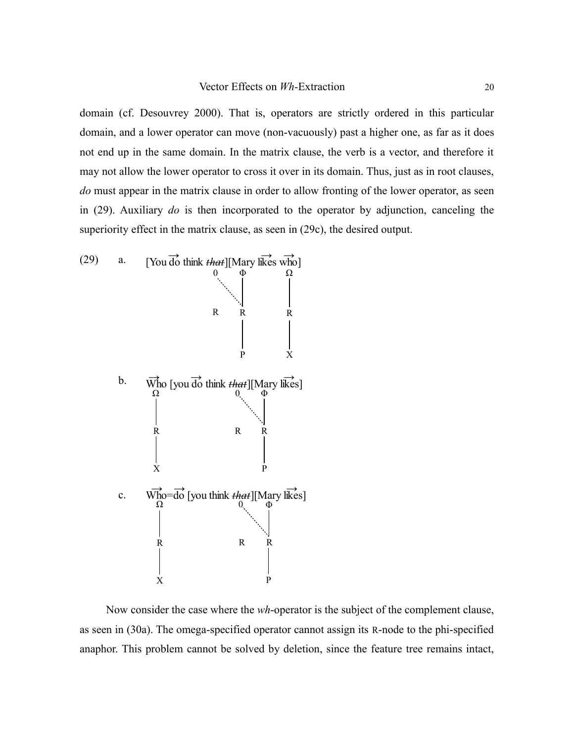domain (cf. Desouvrey 2000). That is, operators are strictly ordered in this particular domain, and a lower operator can move (non-vacuously) past a higher one, as far as it does not end up in the same domain. In the matrix clause, the verb is a vector, and therefore it may not allow the lower operator to cross it over in its domain. Thus, just as in root clauses, *do* must appear in the matrix clause in order to allow fronting of the lower operator, as seen in (29). Auxiliary *do* is then incorporated to the operator by adjunction, canceling the superiority effect in the matrix clause, as seen in (29c), the desired output.

(29)

a. [You $\overrightarrow{\text{do}}$ think ~~that~~][Mary $\overrightarrow{\text{likes}}$ $\overrightarrow{\text{who}}$]

```
              0       Φ        Ω
               .      |        |
                 .    |        |
          R      R             R
                 |             |
                 P             X
```

b. $\overrightarrow{\text{Who}}$ [you $\overrightarrow{\text{do}}$ think ~~that~~][Mary $\overrightarrow{\text{likes}}$]

```
   Ω                  0       Φ
   |                   .      |
   |                     .    |
   R                  R       R
   |                          |
   X                          P
```

c. $\overrightarrow{\text{Who}}$=$\overrightarrow{\text{do}}$ [you think ~~that~~][Mary $\overrightarrow{\text{likes}}$]

```
   Ω                  0       Φ
   |                   .      |
   |                     .    |
   R                  R       R
   |                          |
   X                          P
```

Now consider the case where the *wh*-operator is the subject of the complement clause, as seen in (30a). The omega-specified operator cannot assign its R-node to the phi-specified anaphor. This problem cannot be solved by deletion, since the feature tree remains intact,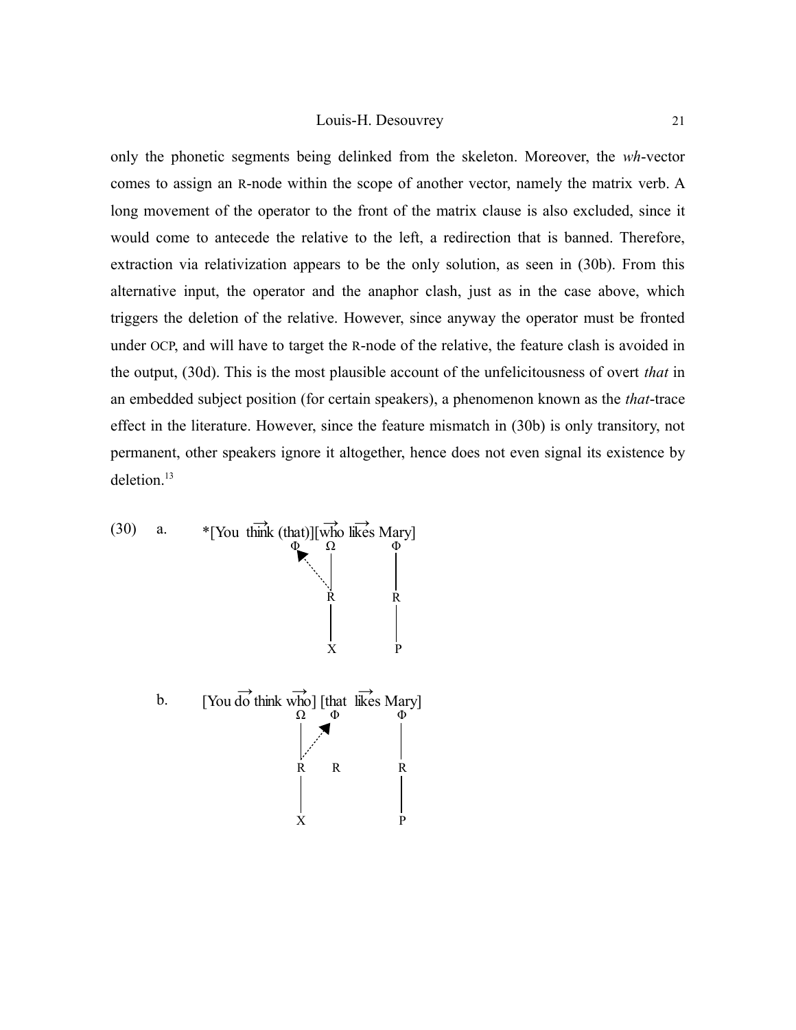only the phonetic segments being delinked from the skeleton. Moreover, the *wh*-vector comes to assign an R-node within the scope of another vector, namely the matrix verb. A long movement of the operator to the front of the matrix clause is also excluded, since it would come to antecede the relative to the left, a redirection that is banned. Therefore, extraction via relativization appears to be the only solution, as seen in (30b). From this alternative input, the operator and the anaphor clash, just as in the case above, which triggers the deletion of the relative. However, since anyway the operator must be fronted under OCP, and will have to target the R-node of the relative, the feature clash is avoided in the output, (30d). This is the most plausible account of the unfelicitousness of overt *that* in an embedded subject position (for certain speakers), a phenomenon known as the *that*-trace effect in the literature. However, since the feature mismatch in (30b) is only transitory, not permanent, other speakers ignore it altogether, hence does not even signal its existence by deletion.[13]

(30) a. *[You $\overrightarrow{\text{think}}$ (that)][$\overrightarrow{\text{who}}$ $\overrightarrow{\text{likes}}$ Mary]

```
                Φ      Ω          Φ
                 ↖     |          |
                   ⋱   |          |
                       R          R
                       |          |
                       X          P
```

b. [You $\overrightarrow{\text{do}}$ think $\overrightarrow{\text{who}}$] [that $\overrightarrow{\text{likes}}$ Mary]

```
                Ω     Φ           Φ
                |   ↗             |
                | ⋰               |
                R     R           R
                |                 |
                X                 P
```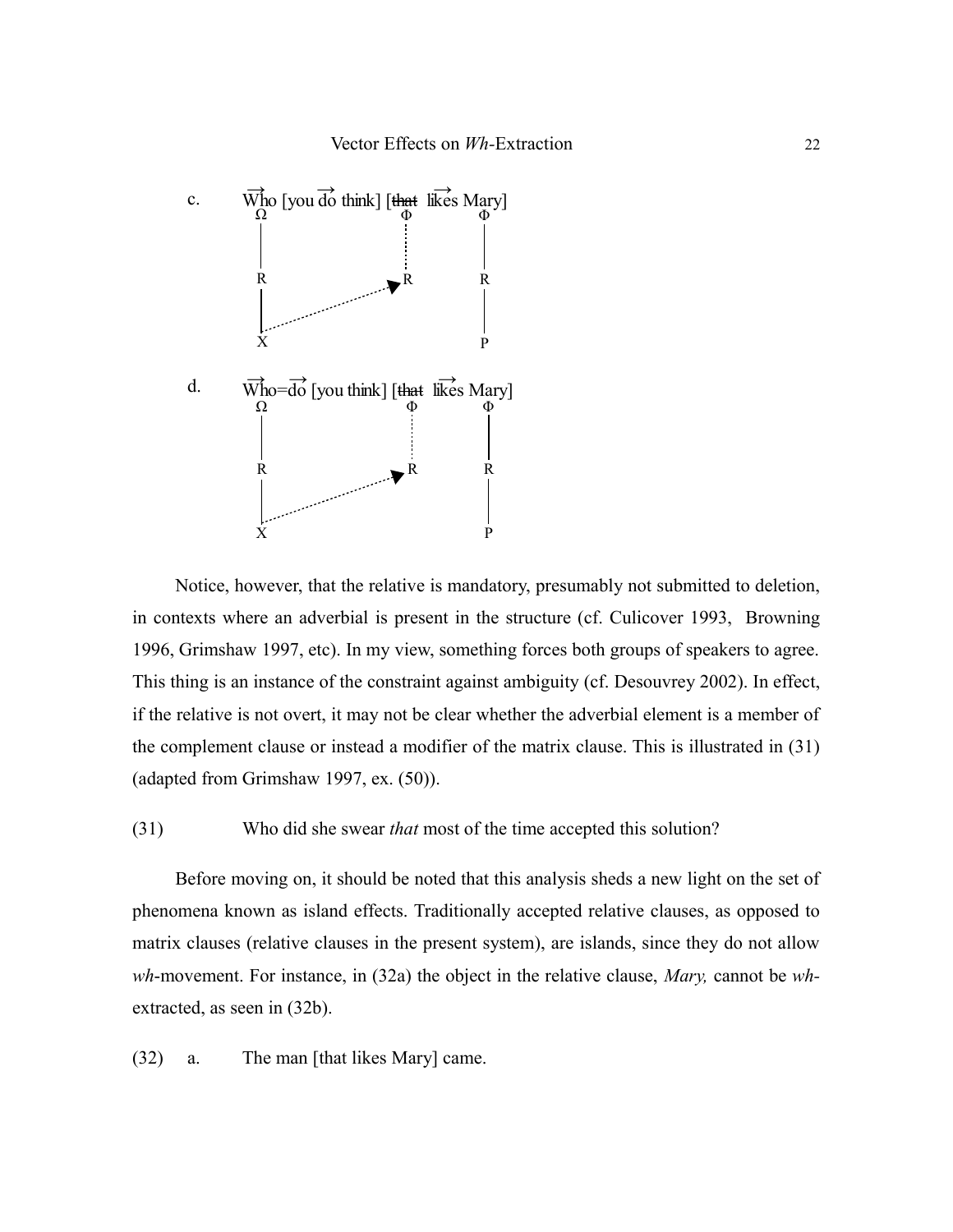c. $\overrightarrow{\text{Who}}$ [you $\overrightarrow{\text{do}}$ think] [~~that~~ $\overrightarrow{\text{likes}}$ Mary]

```
   Ω                    Φ        Φ
   |                    :        |
   R                  ▶R         R
   |            ......           |
   X ...........                 P
```

d. $\overrightarrow{\text{Who}}$=$\overrightarrow{\text{do}}$ [you think] [~~that~~ $\overrightarrow{\text{likes}}$ Mary]

```
   Ω                    Φ        Φ
   |                    :        |
   R                  ▶R         R
   |            ......           |
   X ...........                 P
```

Notice, however, that the relative is mandatory, presumably not submitted to deletion, in contexts where an adverbial is present in the structure (cf. Culicover 1993, Browning 1996, Grimshaw 1997, etc). In my view, something forces both groups of speakers to agree. This thing is an instance of the constraint against ambiguity (cf. Desouvrey 2002). In effect, if the relative is not overt, it may not be clear whether the adverbial element is a member of the complement clause or instead a modifier of the matrix clause. This is illustrated in (31) (adapted from Grimshaw 1997, ex. (50)).

(31) Who did she swear *that* most of the time accepted this solution?

Before moving on, it should be noted that this analysis sheds a new light on the set of phenomena known as island effects. Traditionally accepted relative clauses, as opposed to matrix clauses (relative clauses in the present system), are islands, since they do not allow *wh*-movement. For instance, in (32a) the object in the relative clause, *Mary,* cannot be *wh*-extracted, as seen in (32b).

(32) a. The man [that likes Mary] came.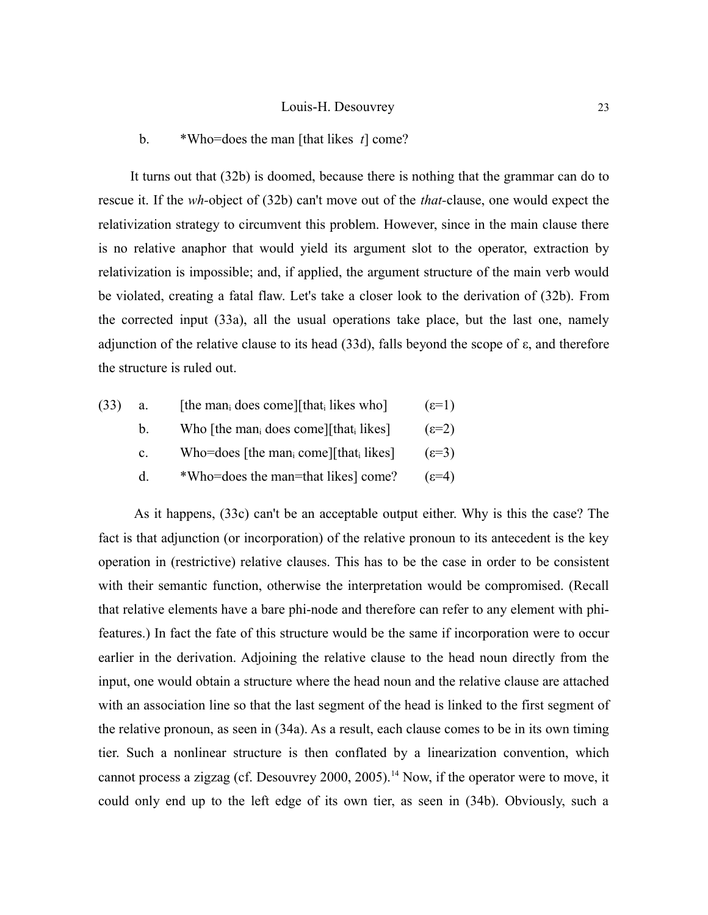b. *Who=does the man [that likes *t*] come?

It turns out that (32b) is doomed, because there is nothing that the grammar can do to rescue it. If the *wh*-object of (32b) can't move out of the *that*-clause, one would expect the relativization strategy to circumvent this problem. However, since in the main clause there is no relative anaphor that would yield its argument slot to the operator, extraction by relativization is impossible; and, if applied, the argument structure of the main verb would be violated, creating a fatal flaw. Let's take a closer look to the derivation of (32b). From the corrected input (33a), all the usual operations take place, but the last one, namely adjunction of the relative clause to its head (33d), falls beyond the scope of ε, and therefore the structure is ruled out.

(33) a. [the man$_i$ does come][that$_i$ likes who] (ε=1)

b. Who [the man$_i$ does come][that$_i$ likes] (ε=2)

c. Who=does [the man$_i$ come][that$_i$ likes] (ε=3)

d. *Who=does the man=that likes] come? (ε=4)

As it happens, (33c) can't be an acceptable output either. Why is this the case? The fact is that adjunction (or incorporation) of the relative pronoun to its antecedent is the key operation in (restrictive) relative clauses. This has to be the case in order to be consistent with their semantic function, otherwise the interpretation would be compromised. (Recall that relative elements have a bare phi-node and therefore can refer to any element with phi-features.) In fact the fate of this structure would be the same if incorporation were to occur earlier in the derivation. Adjoining the relative clause to the head noun directly from the input, one would obtain a structure where the head noun and the relative clause are attached with an association line so that the last segment of the head is linked to the first segment of the relative pronoun, as seen in (34a). As a result, each clause comes to be in its own timing tier. Such a nonlinear structure is then conflated by a linearization convention, which cannot process a zigzag (cf. Desouvrey 2000, 2005).[14] Now, if the operator were to move, it could only end up to the left edge of its own tier, as seen in (34b). Obviously, such a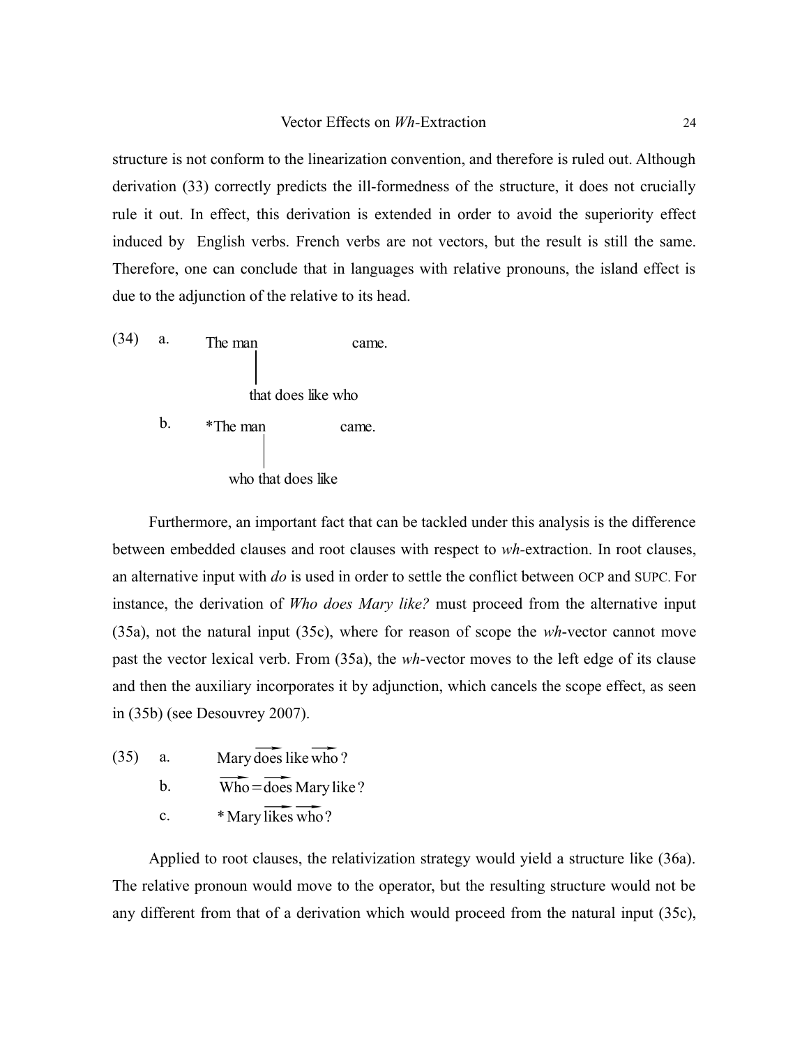structure is not conform to the linearization convention, and therefore is ruled out. Although derivation (33) correctly predicts the ill-formedness of the structure, it does not crucially rule it out. In effect, this derivation is extended in order to avoid the superiority effect induced by English verbs. French verbs are not vectors, but the result is still the same. Therefore, one can conclude that in languages with relative pronouns, the island effect is due to the adjunction of the relative to its head.

(34) a. The man came.
   |
   that does like who

b. *The man came.
   |
   who that does like

Furthermore, an important fact that can be tackled under this analysis is the difference between embedded clauses and root clauses with respect to *wh*-extraction. In root clauses, an alternative input with *do* is used in order to settle the conflict between OCP and SUPC. For instance, the derivation of *Who does Mary like?* must proceed from the alternative input (35a), not the natural input (35c), where for reason of scope the *wh*-vector cannot move past the vector lexical verb. From (35a), the *wh*-vector moves to the left edge of its clause and then the auxiliary incorporates it by adjunction, which cancels the scope effect, as seen in (35b) (see Desouvrey 2007).

(35) a. $\text{Mary}\ \overrightarrow{\text{does}}\ \text{like}\ \overrightarrow{\text{who}}\,?$

b. $\overrightarrow{\text{Who}} = \overrightarrow{\text{does}}\ \text{Mary like}\,?$

c. $*\ \text{Mary}\ \overrightarrow{\text{likes}}\ \overrightarrow{\text{who}}\,?$

Applied to root clauses, the relativization strategy would yield a structure like (36a). The relative pronoun would move to the operator, but the resulting structure would not be any different from that of a derivation which would proceed from the natural input (35c),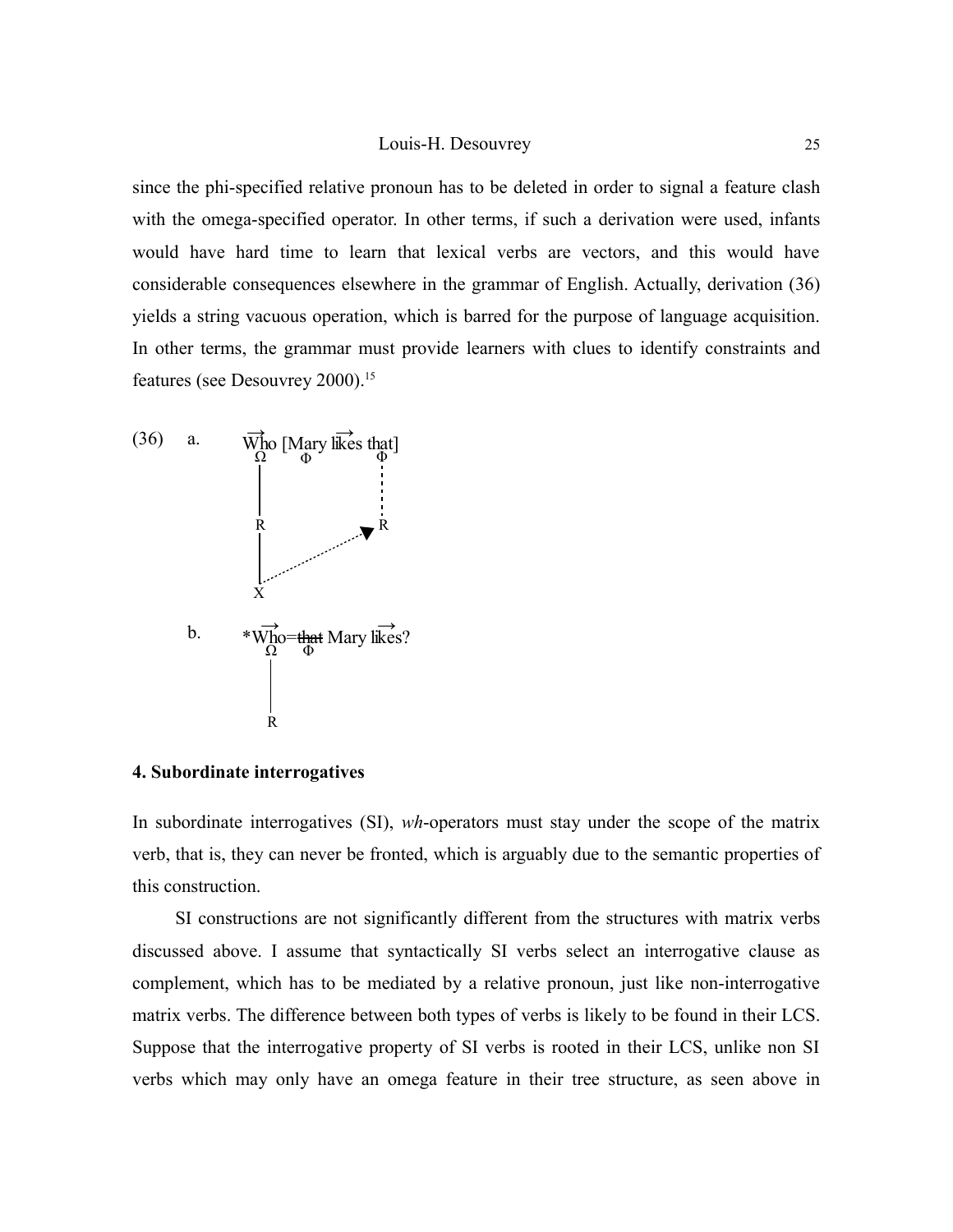since the phi-specified relative pronoun has to be deleted in order to signal a feature clash with the omega-specified operator. In other terms, if such a derivation were used, infants would have hard time to learn that lexical verbs are vectors, and this would have considerable consequences elsewhere in the grammar of English. Actually, derivation (36) yields a string vacuous operation, which is barred for the purpose of language acquisition. In other terms, the grammar must provide learners with clues to identify constraints and features (see Desouvrey 2000).[15]

(36) a. $\overrightarrow{\text{Who}}_{\Omega}$ [Mary$_{\Phi}$ $\overrightarrow{\text{likes}}$ $\overrightarrow{\text{that}}_{\Phi}$]

```
     Who [Mary likes that]
      Ω     Φ         Φ
      |               :
      R               R
      |            ▲
      X . . . . . .
```

b. *$\overrightarrow{\text{Who}}_{\Omega}$=~~that~~$_{\Phi}$ Mary $\overrightarrow{\text{likes}}$?

```
     *Who=that Mary likes?
       Ω   Φ
       |
       R
```

### 4. Subordinate interrogatives

In subordinate interrogatives (SI), *wh*-operators must stay under the scope of the matrix verb, that is, they can never be fronted, which is arguably due to the semantic properties of this construction.

SI constructions are not significantly different from the structures with matrix verbs discussed above. I assume that syntactically SI verbs select an interrogative clause as complement, which has to be mediated by a relative pronoun, just like non-interrogative matrix verbs. The difference between both types of verbs is likely to be found in their LCS. Suppose that the interrogative property of SI verbs is rooted in their LCS, unlike non SI verbs which may only have an omega feature in their tree structure, as seen above in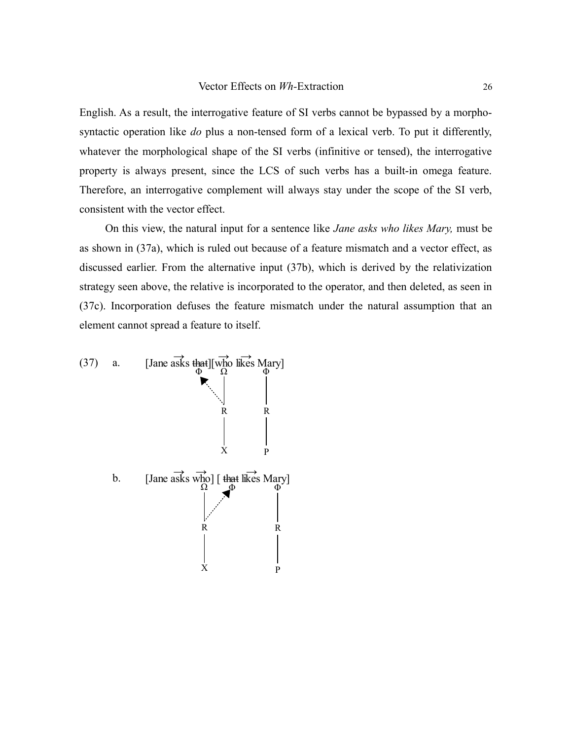English. As a result, the interrogative feature of SI verbs cannot be bypassed by a morpho-syntactic operation like *do* plus a non-tensed form of a lexical verb. To put it differently, whatever the morphological shape of the SI verbs (infinitive or tensed), the interrogative property is always present, since the LCS of such verbs has a built-in omega feature. Therefore, an interrogative complement will always stay under the scope of the SI verb, consistent with the vector effect.

On this view, the natural input for a sentence like *Jane asks who likes Mary,* must be as shown in (37a), which is ruled out because of a feature mismatch and a vector effect, as discussed earlier. From the alternative input (37b), which is derived by the relativization strategy seen above, the relative is incorporated to the operator, and then deleted, as seen in (37c). Incorporation defuses the feature mismatch under the natural assumption that an element cannot spread a feature to itself.

(37) a. [Jane $\overrightarrow{\text{asks}}$ ~~that~~][$\overrightarrow{\text{who}}$ $\overrightarrow{\text{likes}}$ Mary]

```
                 Φ     Ω        Φ
                  ↖    |        |
                    ·. |        |
                       R        R
                       |        |
                       X        P
```

b. [Jane $\overrightarrow{\text{asks}}$ $\overrightarrow{\text{who}}$] [ ~~that~~ $\overrightarrow{\text{likes}}$ Mary]

```
                 Ω    Φ        Φ
                 |   ↗         |
                 | .·          |
                 R             R
                 |             |
                 X             P
```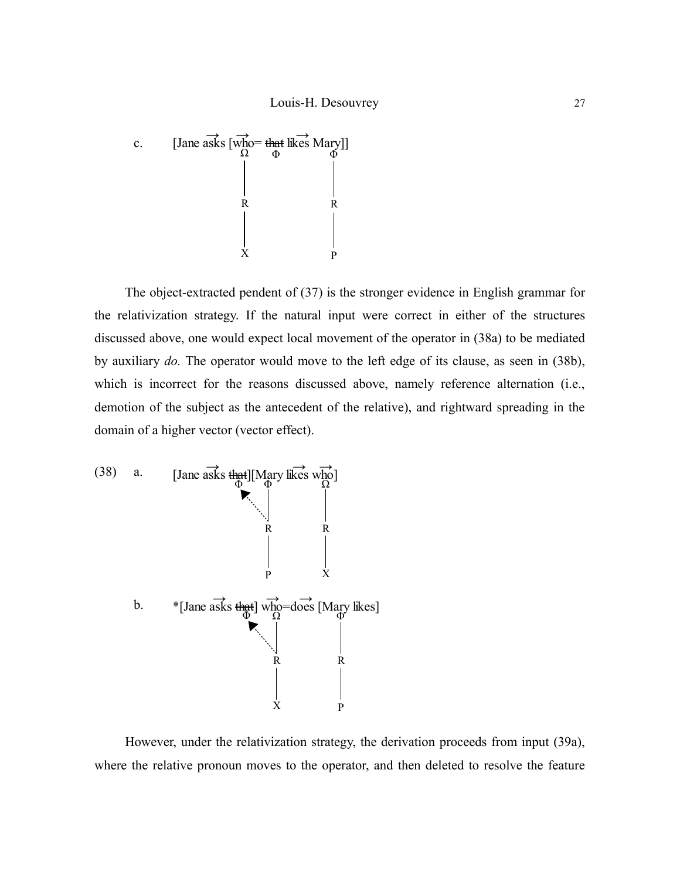c. [Jane $\overrightarrow{\text{asks}}$ [$\overrightarrow{\text{who}}$= ~~that~~ $\overrightarrow{\text{likes}}$ Mary]]

```
            Ω       Φ           Φ
            |                   |
            R                   R
            |                   |
            X                   P
```

The object-extracted pendent of (37) is the stronger evidence in English grammar for the relativization strategy. If the natural input were correct in either of the structures discussed above, one would expect local movement of the operator in (38a) to be mediated by auxiliary *do*. The operator would move to the left edge of its clause, as seen in (38b), which is incorrect for the reasons discussed above, namely reference alternation (i.e., demotion of the subject as the antecedent of the relative), and rightward spreading in the domain of a higher vector (vector effect).

(38) a. [Jane $\overrightarrow{\text{asks}}$ ~~that~~][Mary $\overrightarrow{\text{likes}}$ $\overrightarrow{\text{who}}$]

```
                  Φ   Φ              Ω
                  ▲.  |              |
                    . R              R
                      |              |
                      P              X
```

b. *[Jane $\overrightarrow{\text{asks}}$ ~~that~~] $\overrightarrow{\text{who}}$=$\overrightarrow{\text{does}}$ [Mary likes]

```
                  Φ     Ω              Φ
                  ▲.    |              |
                    .   R              R
                        |              |
                        X              P
```

However, under the relativization strategy, the derivation proceeds from input (39a), where the relative pronoun moves to the operator, and then deleted to resolve the feature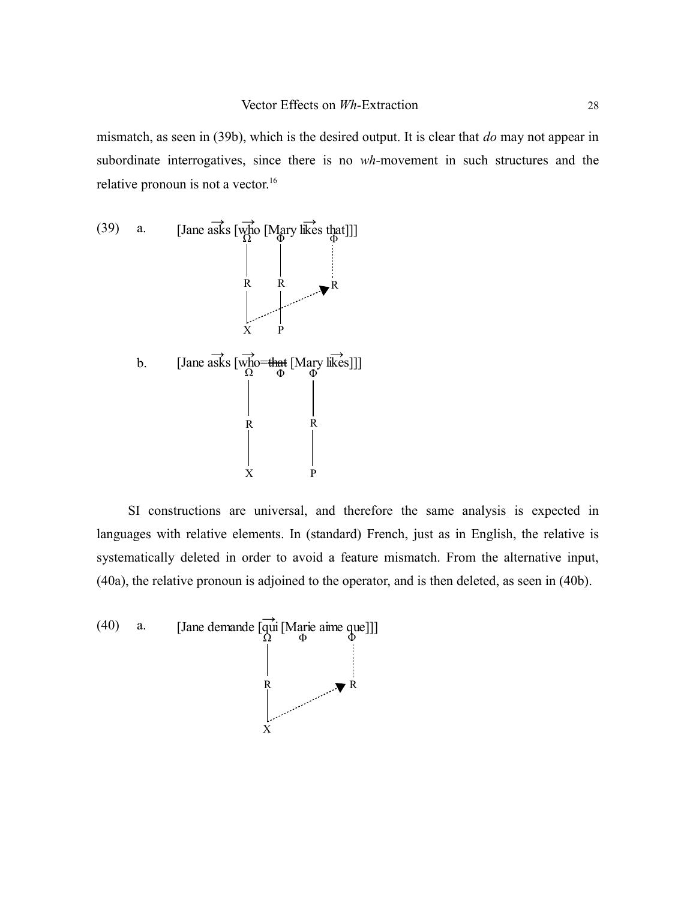mismatch, as seen in (39b), which is the desired output. It is clear that *do* may not appear in subordinate interrogatives, since there is no *wh*-movement in such structures and the relative pronoun is not a vector.[16]

(39) a. [Jane $\overrightarrow{\text{asks}}$ [$\overrightarrow{\text{who}}$ [Mary $\overrightarrow{\text{likes}}$ that]]]

```
              Ω      Φ            Φ
              |      |            :
              R      R       ---▶ R
              |      |   ----
              X      P
```

b. [Jane $\overrightarrow{\text{asks}}$ [$\overrightarrow{\text{who}}$=~~that~~ [Mary $\overrightarrow{\text{likes}}$]]]

```
              Ω      Φ      Φ
              |             |
              R             R
              |             |
              X             P
```

SI constructions are universal, and therefore the same analysis is expected in languages with relative elements. In (standard) French, just as in English, the relative is systematically deleted in order to avoid a feature mismatch. From the alternative input, (40a), the relative pronoun is adjoined to the operator, and is then deleted, as seen in (40b).

(40) a. [Jane demande [$\overrightarrow{\text{qui}}$ [Marie aime que]]]

```
              Ω      Φ      Φ
              |             :
              R        ---▶ R
              |   -----
              X
```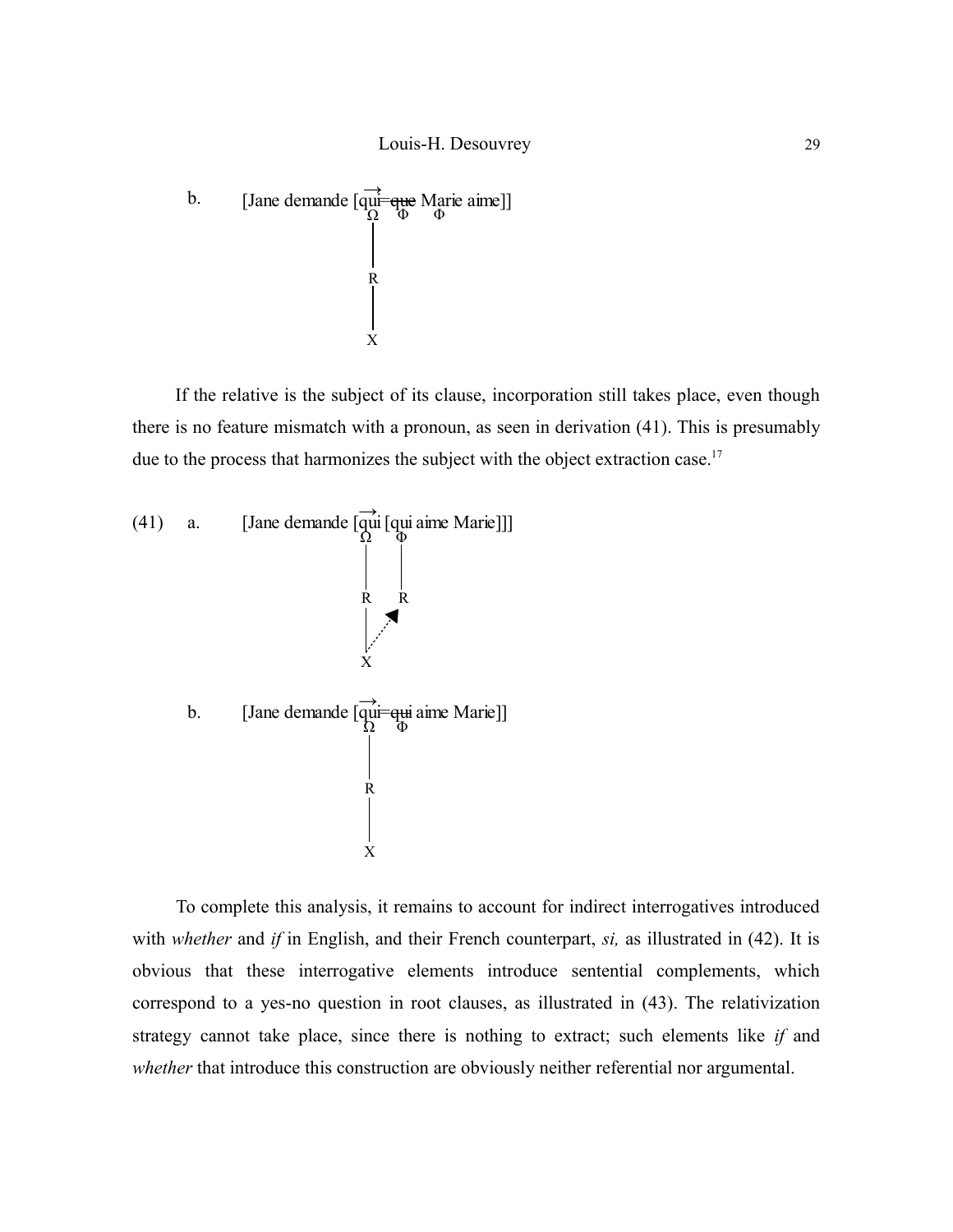b. [Jane demande [$\overrightarrow{\text{qui}}$=~~que~~ Marie aime]]

$\Omega$ $\Phi$ $\Phi$

R

X

If the relative is the subject of its clause, incorporation still takes place, even though there is no feature mismatch with a pronoun, as seen in derivation (41). This is presumably due to the process that harmonizes the subject with the object extraction case.[17]

(41) a. [Jane demande [$\overrightarrow{\text{qui}}$ [qui aime Marie]]]

$\Omega$ $\Phi$

R R

X

b. [Jane demande [$\overrightarrow{\text{qui}}$=~~qui~~ aime Marie]]

$\Omega$ $\Phi$

R

X

To complete this analysis, it remains to account for indirect interrogatives introduced with *whether* and *if* in English, and their French counterpart, *si,* as illustrated in (42). It is obvious that these interrogative elements introduce sentential complements, which correspond to a yes-no question in root clauses, as illustrated in (43). The relativization strategy cannot take place, since there is nothing to extract; such elements like *if* and *whether* that introduce this construction are obviously neither referential nor argumental.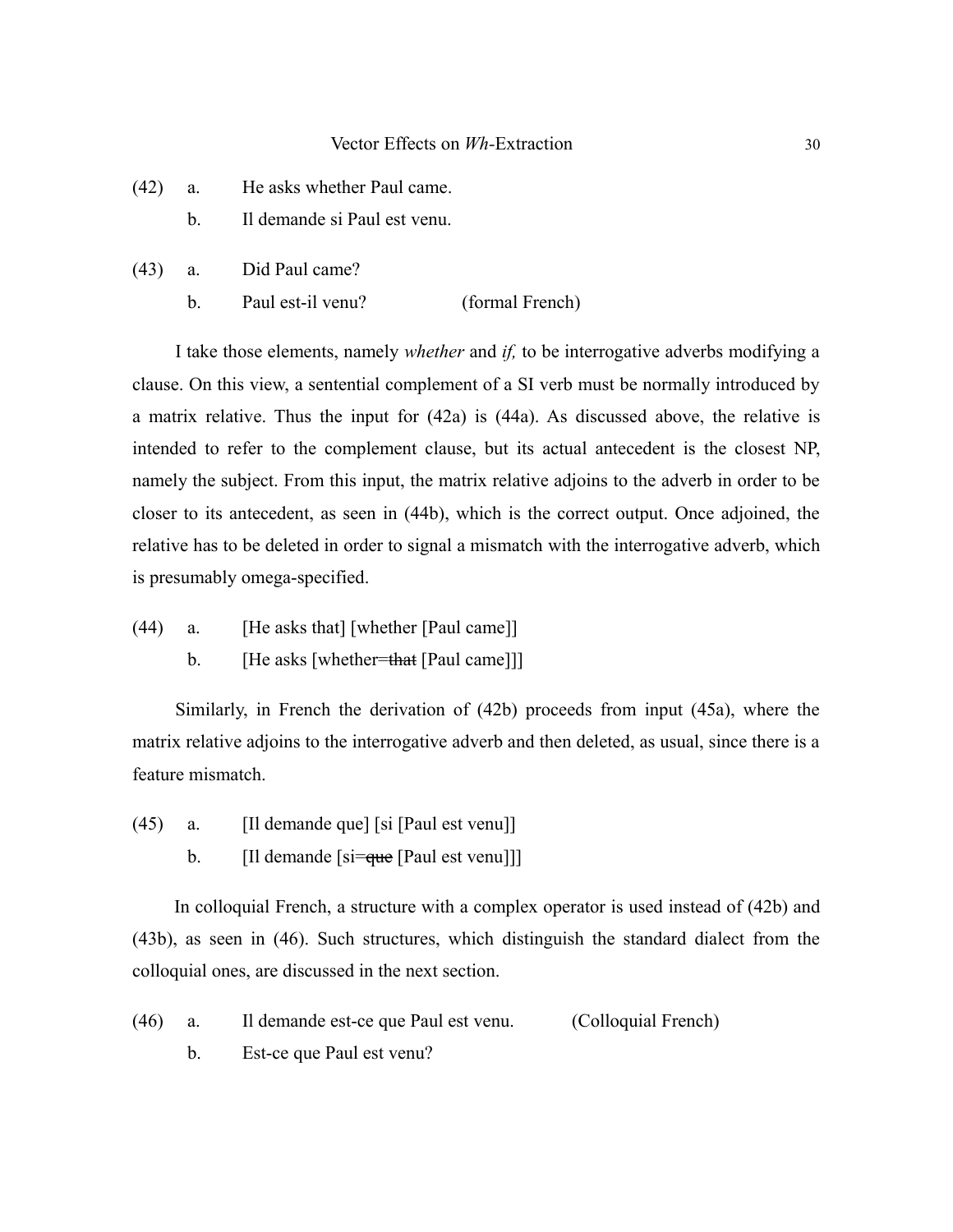(42) a. He asks whether Paul came.

b. Il demande si Paul est venu.

(43) a. Did Paul came?

b. Paul est-il venu? (formal French)

I take those elements, namely *whether* and *if,* to be interrogative adverbs modifying a clause. On this view, a sentential complement of a SI verb must be normally introduced by a matrix relative. Thus the input for (42a) is (44a). As discussed above, the relative is intended to refer to the complement clause, but its actual antecedent is the closest NP, namely the subject. From this input, the matrix relative adjoins to the adverb in order to be closer to its antecedent, as seen in (44b), which is the correct output. Once adjoined, the relative has to be deleted in order to signal a mismatch with the interrogative adverb, which is presumably omega-specified.

(44) a. [He asks that] [whether [Paul came]]

b. [He asks [whether=~~that~~ [Paul came]]]

Similarly, in French the derivation of (42b) proceeds from input (45a), where the matrix relative adjoins to the interrogative adverb and then deleted, as usual, since there is a feature mismatch.

(45) a. [Il demande que] [si [Paul est venu]]

b. [Il demande [si=~~que~~ [Paul est venu]]]

In colloquial French, a structure with a complex operator is used instead of (42b) and (43b), as seen in (46). Such structures, which distinguish the standard dialect from the colloquial ones, are discussed in the next section.

(46) a. Il demande est-ce que Paul est venu. (Colloquial French)

b. Est-ce que Paul est venu?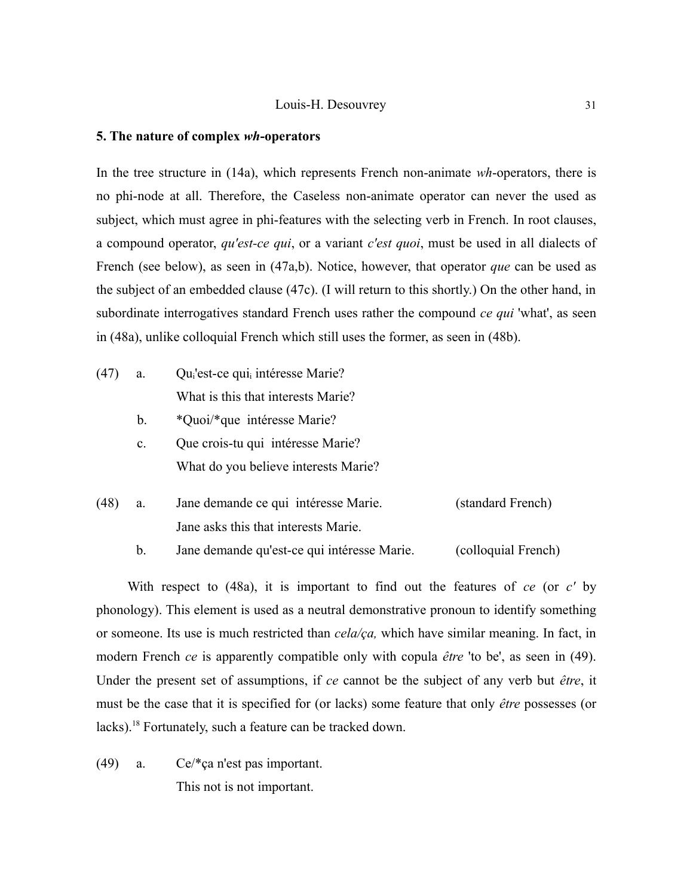## 5. The nature of complex *wh*-operators

In the tree structure in (14a), which represents French non-animate *wh*-operators, there is no phi-node at all. Therefore, the Caseless non-animate operator can never the used as subject, which must agree in phi-features with the selecting verb in French. In root clauses, a compound operator, *qu'est-ce qui*, or a variant *c'est quoi*, must be used in all dialects of French (see below), as seen in (47a,b). Notice, however, that operator *que* can be used as the subject of an embedded clause (47c). (I will return to this shortly.) On the other hand, in subordinate interrogatives standard French uses rather the compound *ce qui* 'what', as seen in (48a), unlike colloquial French which still uses the former, as seen in (48b).

(47) a. Qu$_i$'est-ce qui$_i$ intéresse Marie?
What is this that interests Marie?

b. *Quoi/*que intéresse Marie?

c. Que crois-tu qui intéresse Marie?
What do you believe interests Marie?

(48) a. Jane demande ce qui intéresse Marie. (standard French)
Jane asks this that interests Marie.

b. Jane demande qu'est-ce qui intéresse Marie. (colloquial French)

With respect to (48a), it is important to find out the features of *ce* (or *c'* by phonology). This element is used as a neutral demonstrative pronoun to identify something or someone. Its use is much restricted than *cela/ça,* which have similar meaning. In fact, in modern French *ce* is apparently compatible only with copula *être* 'to be', as seen in (49). Under the present set of assumptions, if *ce* cannot be the subject of any verb but *être*, it must be the case that it is specified for (or lacks) some feature that only *être* possesses (or lacks).[18] Fortunately, such a feature can be tracked down.

(49) a. Ce/*ça n'est pas important.
This not is not important.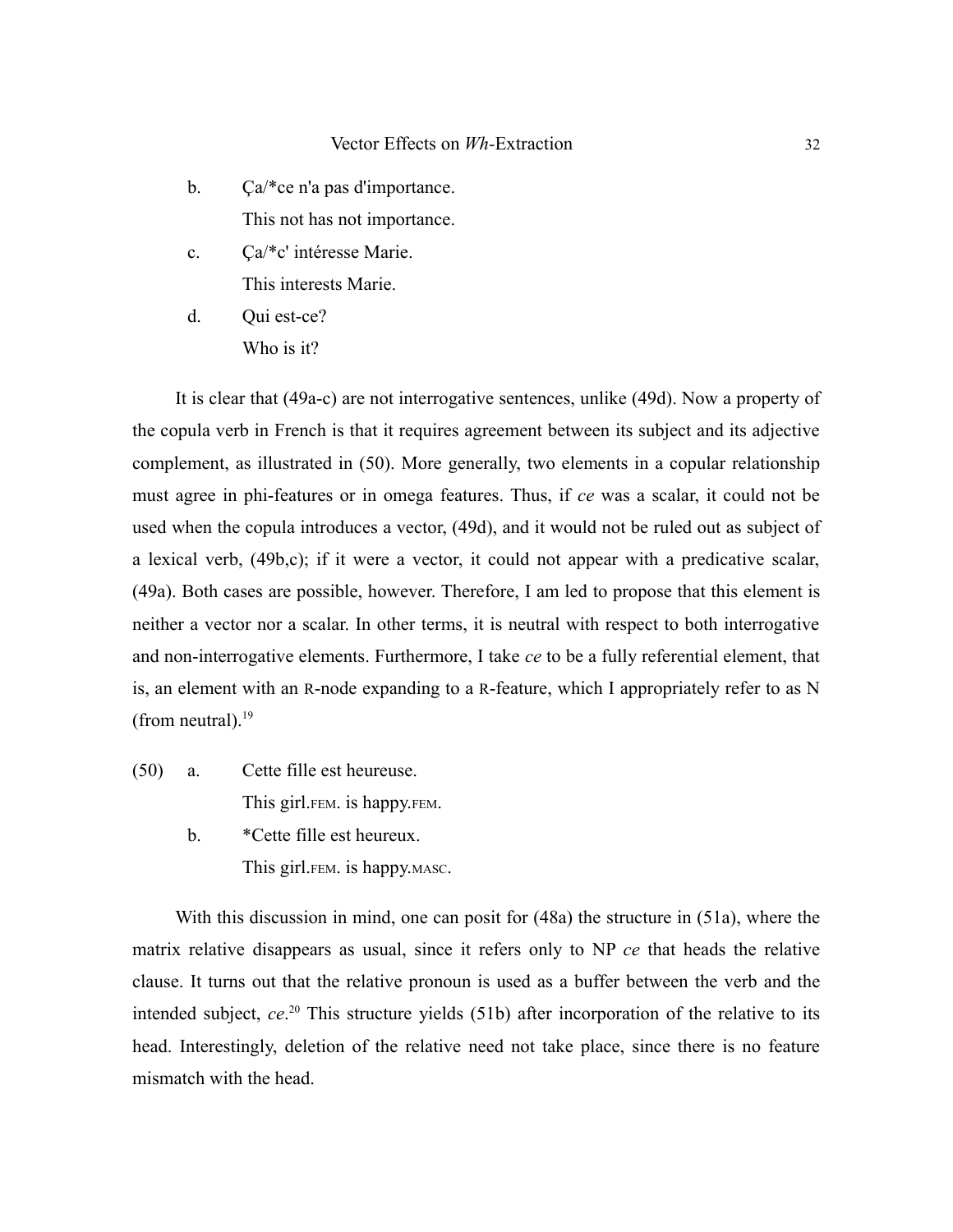b. Ça/*ce n'a pas d'importance.
   This not has not importance.

c. Ça/*c' intéresse Marie.
   This interests Marie.

d. Qui est-ce?
   Who is it?

It is clear that (49a-c) are not interrogative sentences, unlike (49d). Now a property of the copula verb in French is that it requires agreement between its subject and its adjective complement, as illustrated in (50). More generally, two elements in a copular relationship must agree in phi-features or in omega features. Thus, if *ce* was a scalar, it could not be used when the copula introduces a vector, (49d), and it would not be ruled out as subject of a lexical verb, (49b,c); if it were a vector, it could not appear with a predicative scalar, (49a). Both cases are possible, however. Therefore, I am led to propose that this element is neither a vector nor a scalar. In other terms, it is neutral with respect to both interrogative and non-interrogative elements. Furthermore, I take *ce* to be a fully referential element, that is, an element with an R-node expanding to a R-feature, which I appropriately refer to as N (from neutral).[19]

(50) a. Cette fille est heureuse.
   This girl.FEM. is happy.FEM.

b. *Cette fille est heureux.
   This girl.FEM. is happy.MASC.

With this discussion in mind, one can posit for (48a) the structure in (51a), where the matrix relative disappears as usual, since it refers only to NP *ce* that heads the relative clause. It turns out that the relative pronoun is used as a buffer between the verb and the intended subject, *ce*.[20] This structure yields (51b) after incorporation of the relative to its head. Interestingly, deletion of the relative need not take place, since there is no feature mismatch with the head.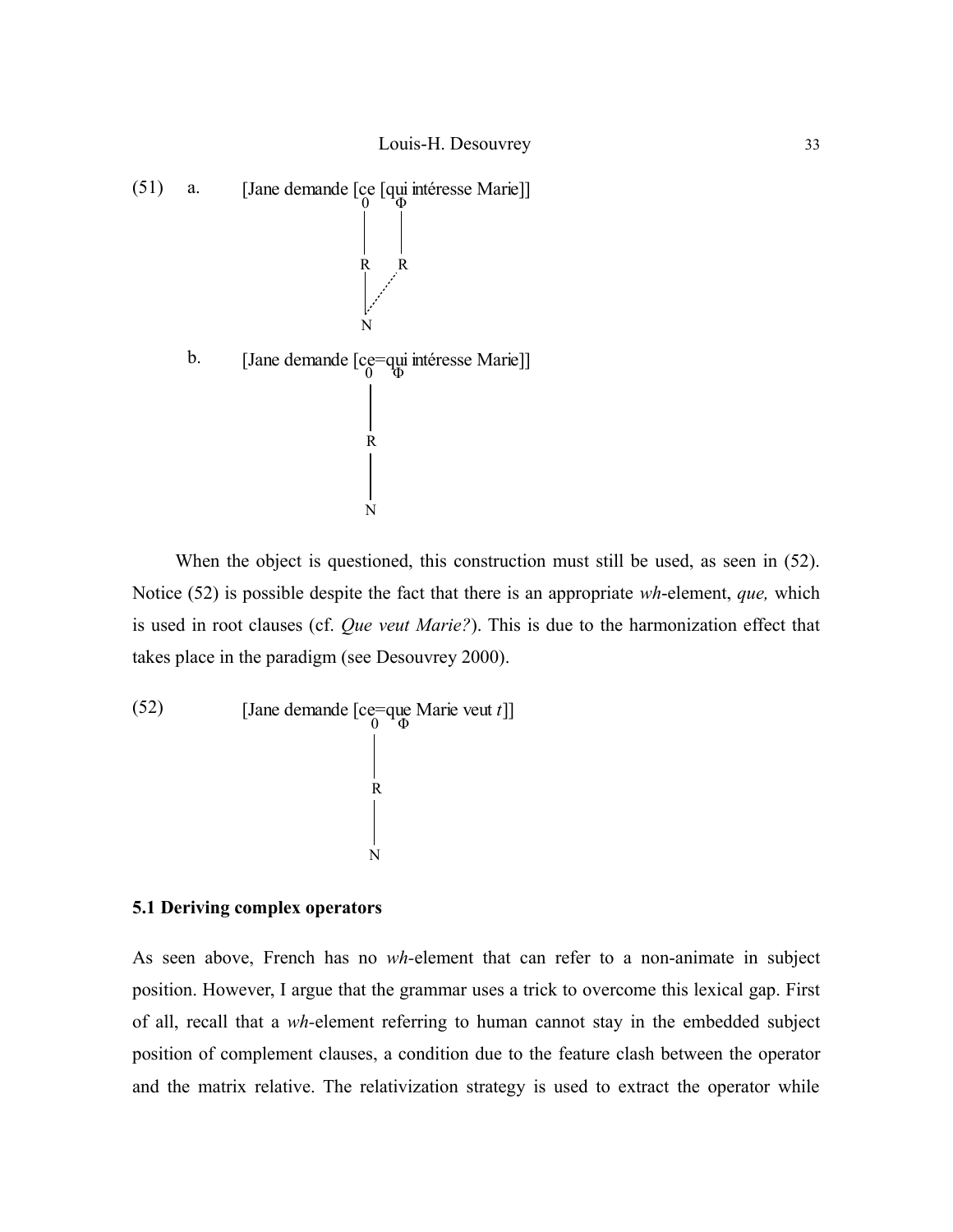(51) a. [Jane demande [ce [qui intéresse Marie]]

```
                      0    Φ
                      |    |
                      R    R
                      |  .·
                      N
```

b. [Jane demande [ce=qui intéresse Marie]]

```
                      0  Φ
                      |
                      R
                      |
                      N
```

When the object is questioned, this construction must still be used, as seen in (52). Notice (52) is possible despite the fact that there is an appropriate *wh*-element, *que,* which is used in root clauses (cf. *Que veut Marie?*). This is due to the harmonization effect that takes place in the paradigm (see Desouvrey 2000).

(52) [Jane demande [ce=que Marie veut *t*]]

```
                      0  Φ
                      |
                      R
                      |
                      N
```

### 5.1 Deriving complex operators

As seen above, French has no *wh*-element that can refer to a non-animate in subject position. However, I argue that the grammar uses a trick to overcome this lexical gap. First of all, recall that a *wh*-element referring to human cannot stay in the embedded subject position of complement clauses, a condition due to the feature clash between the operator and the matrix relative. The relativization strategy is used to extract the operator while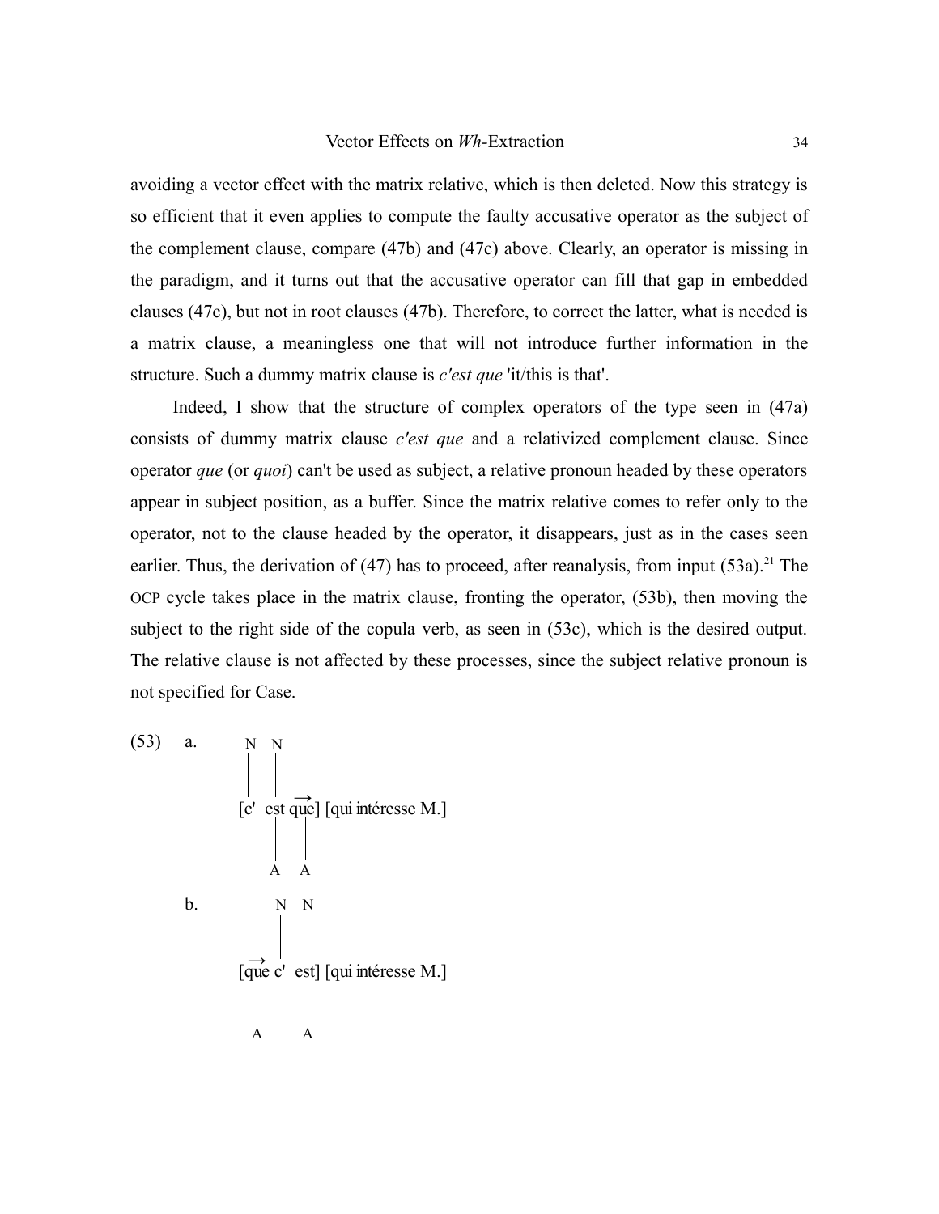avoiding a vector effect with the matrix relative, which is then deleted. Now this strategy is so efficient that it even applies to compute the faulty accusative operator as the subject of the complement clause, compare (47b) and (47c) above. Clearly, an operator is missing in the paradigm, and it turns out that the accusative operator can fill that gap in embedded clauses (47c), but not in root clauses (47b). Therefore, to correct the latter, what is needed is a matrix clause, a meaningless one that will not introduce further information in the structure. Such a dummy matrix clause is *c'est que* 'it/this is that'.

Indeed, I show that the structure of complex operators of the type seen in (47a) consists of dummy matrix clause *c'est que* and a relativized complement clause. Since operator *que* (or *quoi*) can't be used as subject, a relative pronoun headed by these operators appear in subject position, as a buffer. Since the matrix relative comes to refer only to the operator, not to the clause headed by the operator, it disappears, just as in the cases seen earlier. Thus, the derivation of (47) has to proceed, after reanalysis, from input (53a).[21] The OCP cycle takes place in the matrix clause, fronting the operator, (53b), then moving the subject to the right side of the copula verb, as seen in (53c), which is the desired output. The relative clause is not affected by these processes, since the subject relative pronoun is not specified for Case.

```
(53)  a.   N   N
           |   |
          [c'  est q⃗ue] [qui intéresse M.]
               |    |
               A    A

      b.       N   N
               |   |
          [q⃗ue c'  est] [qui intéresse M.]
            |       |
            A       A
```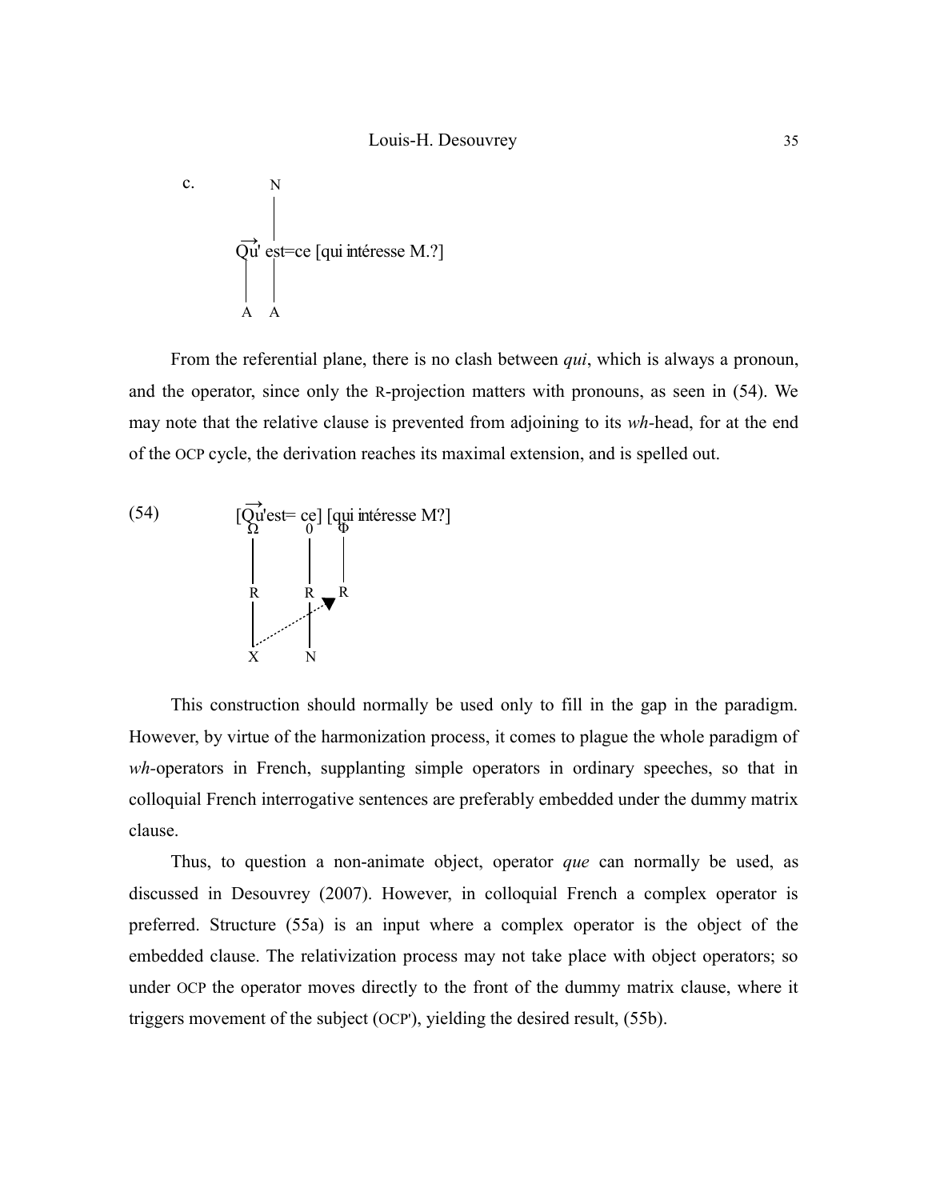c.

```
              N
              |
   →
   Qu' est=ce [qui intéresse M.?]
   |    |
   A    A
```

From the referential plane, there is no clash between *qui*, which is always a pronoun, and the operator, since only the R-projection matters with pronouns, as seen in (54). We may note that the relative clause is prevented from adjoining to its *wh*-head, for at the end of the OCP cycle, the derivation reaches its maximal extension, and is spelled out.

(54)

```
    →
   [Qu'est= ce] [qui intéresse M?]
    Ω       0     Φ
    |       |     |
    R       R   ▼ R
    |       | .·
    |     .·|
    |  .·   |
    X       N
```

This construction should normally be used only to fill in the gap in the paradigm. However, by virtue of the harmonization process, it comes to plague the whole paradigm of *wh*-operators in French, supplanting simple operators in ordinary speeches, so that in colloquial French interrogative sentences are preferably embedded under the dummy matrix clause.

Thus, to question a non-animate object, operator *que* can normally be used, as discussed in Desouvrey (2007). However, in colloquial French a complex operator is preferred. Structure (55a) is an input where a complex operator is the object of the embedded clause. The relativization process may not take place with object operators; so under OCP the operator moves directly to the front of the dummy matrix clause, where it triggers movement of the subject (OCP'), yielding the desired result, (55b).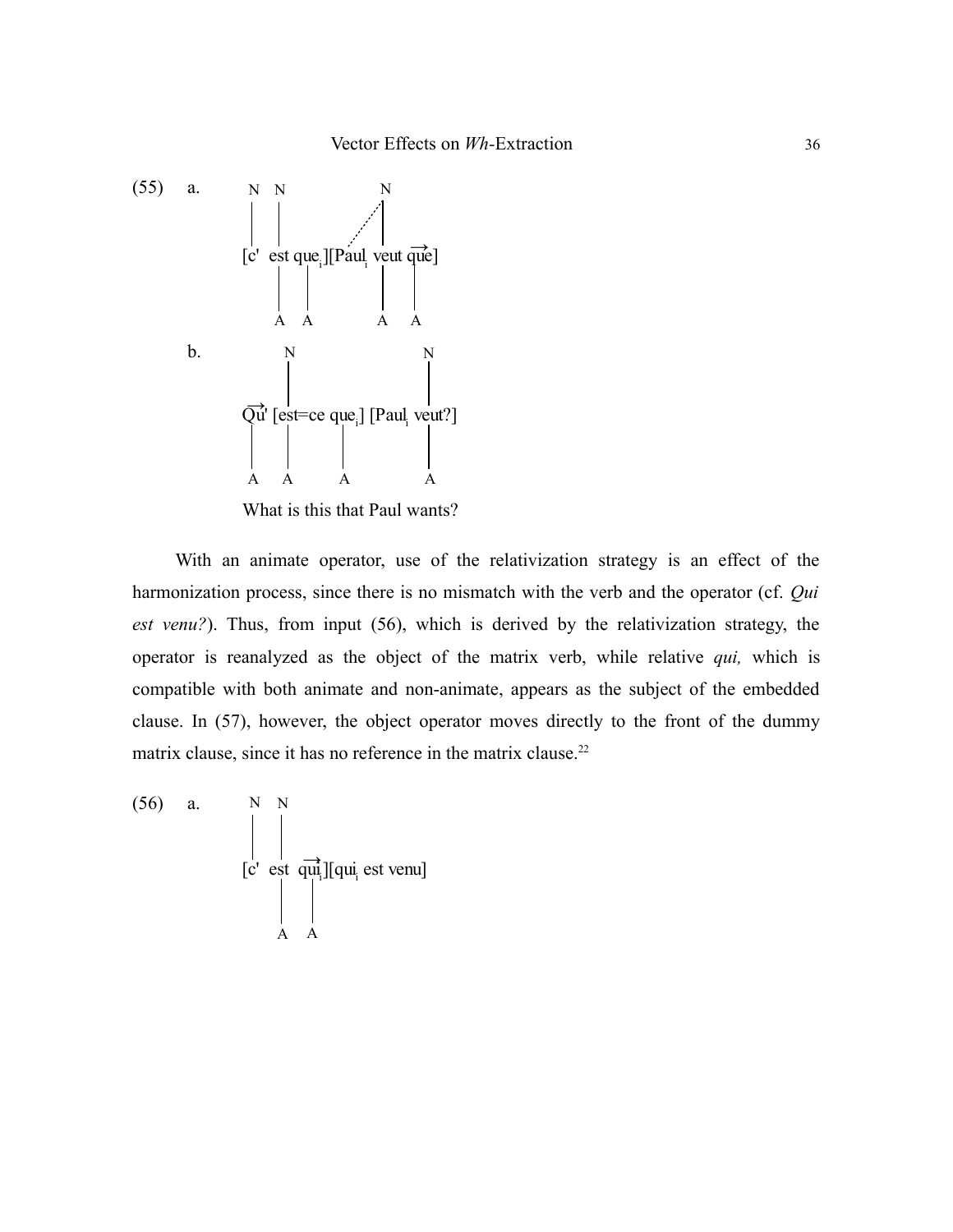(55) a.

```
N   N               N
|   |             / |
[c'  est que_i][Paul_i veut q⃗ue]
     |   |          |     |
     A   A          A     A
```

b.

```
      N                    N
      |                    |
Q⃗u' [est=ce que_i] [Paul_i veut?]
|     |      |             |
A     A      A             A
```

What is this that Paul wants?

With an animate operator, use of the relativization strategy is an effect of the harmonization process, since there is no mismatch with the verb and the operator (cf. *Qui est venu?*). Thus, from input (56), which is derived by the relativization strategy, the operator is reanalyzed as the object of the matrix verb, while relative *qui,* which is compatible with both animate and non-animate, appears as the subject of the embedded clause. In (57), however, the object operator moves directly to the front of the dummy matrix clause, since it has no reference in the matrix clause.[22]

(56) a.

```
N   N
|   |
[c'  est  q⃗ui_i][qui_i est venu]
     |     |
     A     A
```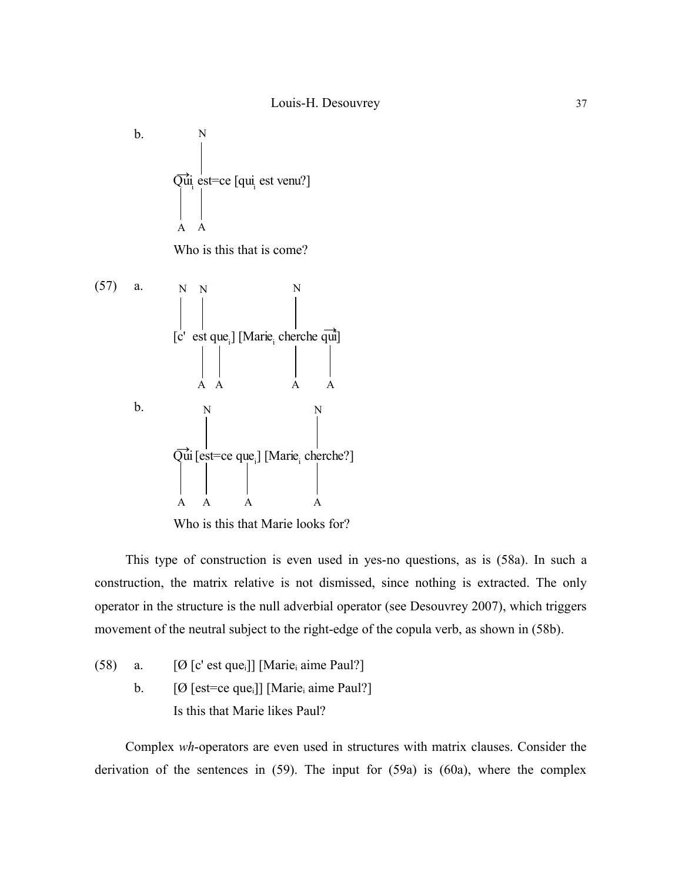b.

```
       N
       |
Qui_i est=ce [qui_i est venu?]
|     |
A     A
```

Who is this that is come?

(57) a.

```
N   N                    N
|   |                    |
[c'  est que_i] [Marie_i cherche qui]
    |    |               |       |
    A    A               A       A
```

b.

```
     N                      N
     |                      |
Qui [est=ce que_i] [Marie_i cherche?]
|    |        |             |
A    A        A             A
```

Who is this that Marie looks for?

This type of construction is even used in yes-no questions, as is (58a). In such a construction, the matrix relative is not dismissed, since nothing is extracted. The only operator in the structure is the null adverbial operator (see Desouvrey 2007), which triggers movement of the neutral subject to the right-edge of the copula verb, as shown in (58b).

(58) a. [Ø [c' est que$_i$]] [Marie$_i$ aime Paul?]

b. [Ø [est=ce que$_i$]] [Marie$_i$ aime Paul?]

Is this that Marie likes Paul?

Complex *wh*-operators are even used in structures with matrix clauses. Consider the derivation of the sentences in (59). The input for (59a) is (60a), where the complex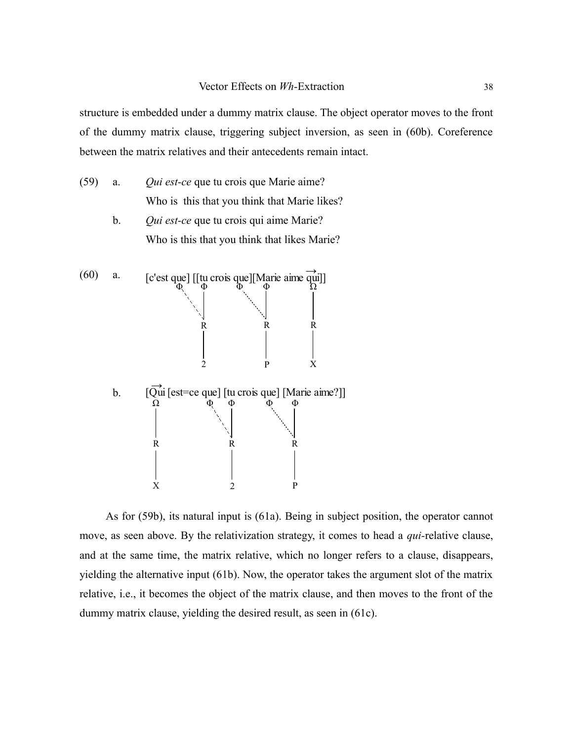structure is embedded under a dummy matrix clause. The object operator moves to the front of the dummy matrix clause, triggering subject inversion, as seen in (60b). Coreference between the matrix relatives and their antecedents remain intact.

(59) a. *Qui est-ce* que tu crois que Marie aime?
Who is this that you think that Marie likes?

b. *Qui est-ce* que tu crois qui aime Marie?
Who is this that you think that likes Marie?

```
(60) a.  [c'est que] [[tu crois que][Marie aime q⃗ui]]
                Φ     Φ         Φ      Φ        Ω
                 \    |          \     |        |
                   \  |            \   |        |
                      R                R        R
                      |                |        |
                      2                P        X

     b.  [Q⃗ui [est=ce que] [tu crois que] [Marie aime?]]
           Ω           Φ    Φ          Φ     Φ
           |            \   |           \    |
           |              \ |             \  |
           R                R                R
           |                |                |
           X                2                P
```

As for (59b), its natural input is (61a). Being in subject position, the operator cannot move, as seen above. By the relativization strategy, it comes to head a *qui*-relative clause, and at the same time, the matrix relative, which no longer refers to a clause, disappears, yielding the alternative input (61b). Now, the operator takes the argument slot of the matrix relative, i.e., it becomes the object of the matrix clause, and then moves to the front of the dummy matrix clause, yielding the desired result, as seen in (61c).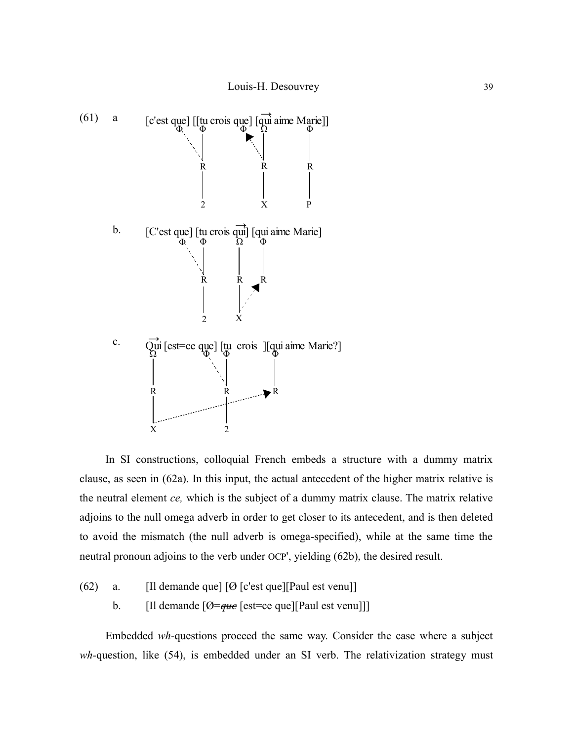(61) a [c'est que] [[tu crois que] [$\overrightarrow{\text{qui}}$ aime Marie]]

```
        Φ    Φ        Φ  Ω         Φ
         \   |        ▲  |         |
          \  |         \ |         |
             R           R         R
             |           |         |
             2           X         P
```

b. [C'est que] [tu crois $\overrightarrow{\text{qui}}$] [qui aime Marie]

```
        Φ    Φ      Ω    Φ
         \   |      |    |
          \  |      |    |
             R      R  ▲ R
             |      | /
             2      X
```

c. $\overrightarrow{\text{Qui}}$ [est=ce que] [tu crois ][qui aime Marie?]

```
   Ω            Φ    Φ           Φ
   |             \   |           |
   |              \  |           |
   R                 R  ------▶  R
   |                 |
   X                 2
```

In SI constructions, colloquial French embeds a structure with a dummy matrix clause, as seen in (62a). In this input, the actual antecedent of the higher matrix relative is the neutral element *ce,* which is the subject of a dummy matrix clause. The matrix relative adjoins to the null omega adverb in order to get closer to its antecedent, and is then deleted to avoid the mismatch (the null adverb is omega-specified), while at the same time the neutral pronoun adjoins to the verb under OCP', yielding (62b), the desired result.

(62) a. [Il demande que] [Ø [c'est que][Paul est venu]]

b. [Il demande [Ø=~~que~~ [est=ce que][Paul est venu]]]

Embedded *wh*-questions proceed the same way. Consider the case where a subject *wh*-question, like (54), is embedded under an SI verb. The relativization strategy must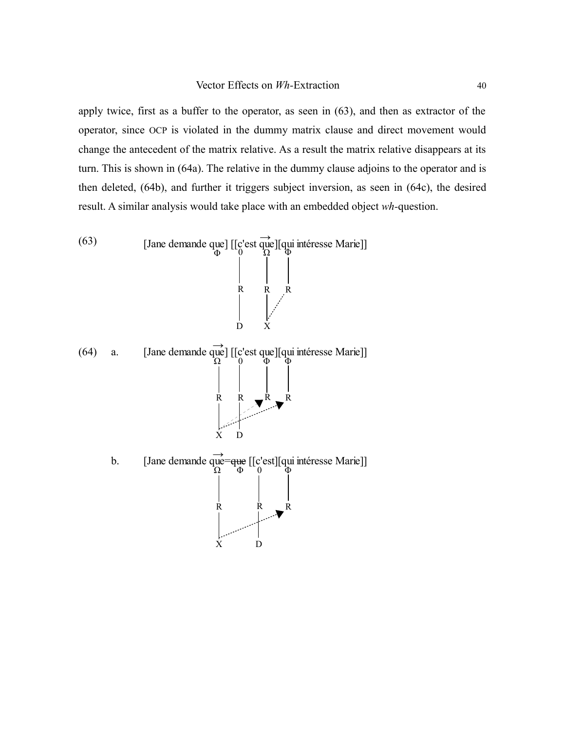apply twice, first as a buffer to the operator, as seen in (63), and then as extractor of the operator, since OCP is violated in the dummy matrix clause and direct movement would change the antecedent of the matrix relative. As a result the matrix relative disappears at its turn. This is shown in (64a). The relative in the dummy clause adjoins to the operator and is then deleted, (64b), and further it triggers subject inversion, as seen in (64c), the desired result. A similar analysis would take place with an embedded object *wh*-question.

(63) [Jane demande que] [[c'est $\overrightarrow{\text{que}}$][qui intéresse Marie]]

```
                   Φ      0      Ω    Φ
                          |      |    |
                          R      R    R
                          |      |  .·
                          D      X
```

(64) a. [Jane demande $\overrightarrow{\text{que}}$] [[c'est que][qui intéresse Marie]]

```
                   Ω      0      Φ    Φ
                   |      |      |    |
                   R      R    ▶ R  ▶ R
                   |      |  .·   .·
                   X      D
```

b. [Jane demande $\overrightarrow{\text{que}}$=~~que~~ [[c'est][qui intéresse Marie]]

```
                   Ω   Φ   0          Φ
                   |       |          |
                   R       R        ▶ R
                   |       |     .·
                   X       D
```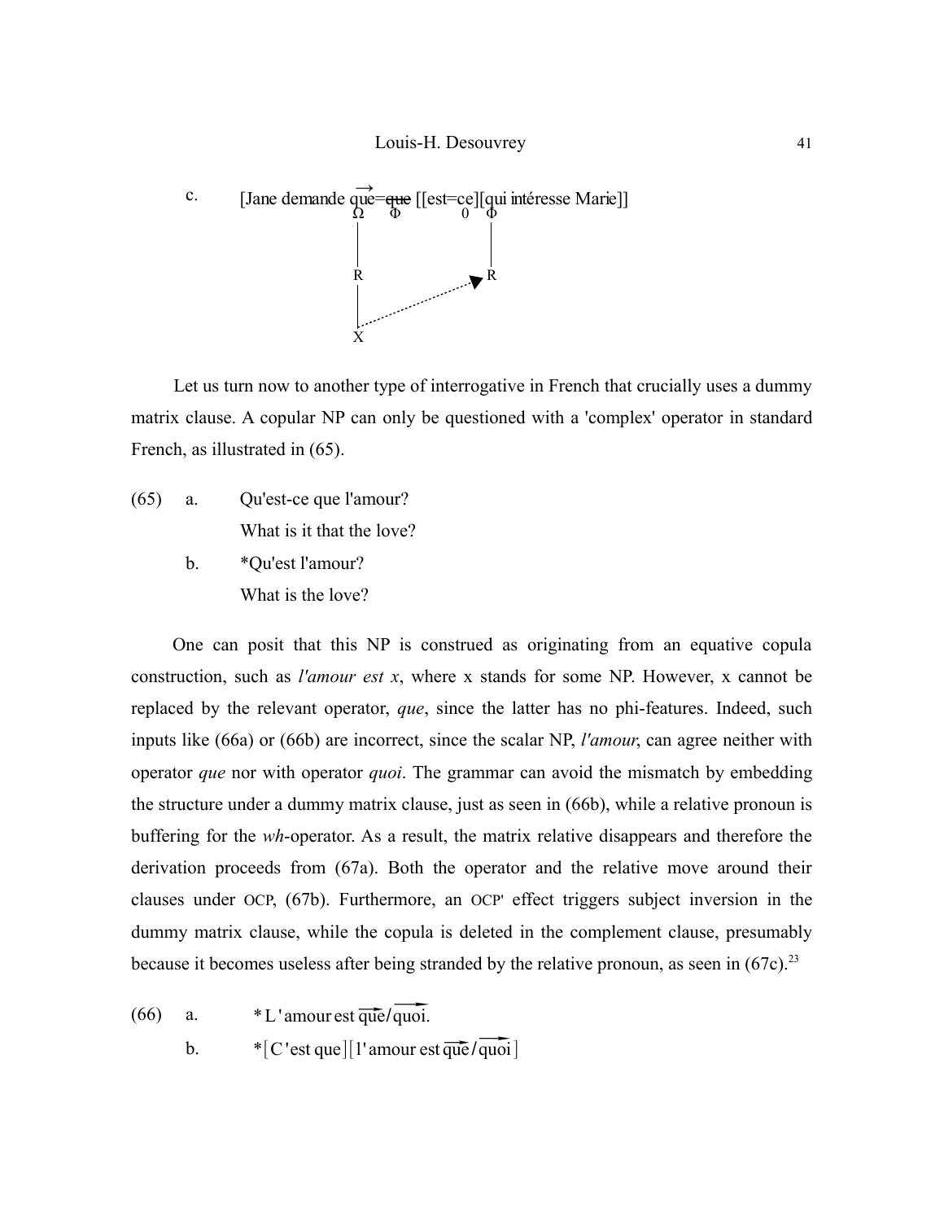c. [Jane demande $\overrightarrow{\text{que}}$=~~que~~ [[est=ce][qui intéresse Marie]]

```
              Ω    Φ        0  Φ
              |                |
              |                |
              R  ...........►  R
              |
              X
```

Let us turn now to another type of interrogative in French that crucially uses a dummy matrix clause. A copular NP can only be questioned with a 'complex' operator in standard French, as illustrated in (65).

(65) a. Qu'est-ce que l'amour?
What is it that the love?

b. *Qu'est l'amour?
What is the love?

One can posit that this NP is construed as originating from an equative copula construction, such as *l'amour est x*, where x stands for some NP. However, x cannot be replaced by the relevant operator, *que*, since the latter has no phi-features. Indeed, such inputs like (66a) or (66b) are incorrect, since the scalar NP, *l'amour*, can agree neither with operator *que* nor with operator *quoi*. The grammar can avoid the mismatch by embedding the structure under a dummy matrix clause, just as seen in (66b), while a relative pronoun is buffering for the *wh*-operator. As a result, the matrix relative disappears and therefore the derivation proceeds from (67a). Both the operator and the relative move around their clauses under OCP, (67b). Furthermore, an OCP' effect triggers subject inversion in the dummy matrix clause, while the copula is deleted in the complement clause, presumably because it becomes useless after being stranded by the relative pronoun, as seen in (67c).[23]

(66) a. *L'amour est $\overrightarrow{\text{que}}$/$\overrightarrow{\text{quoi}}$.

b. *[C'est que][l'amour est $\overrightarrow{\text{que}}$/$\overrightarrow{\text{quoi}}$]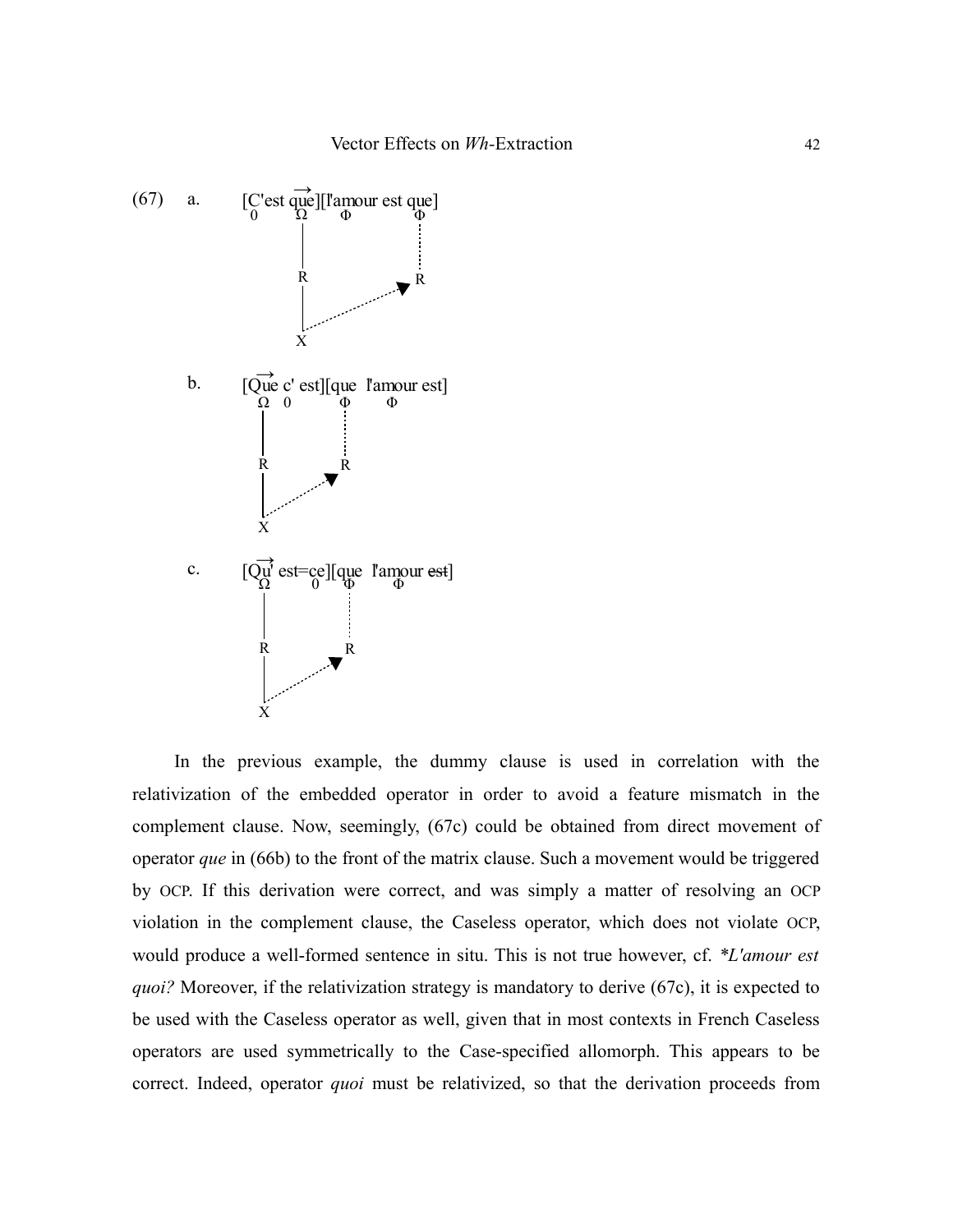(67) a. [C'est $\overrightarrow{\text{que}}$][l'amour est que]

     0  Ω  Φ  Φ

     (diagram: Ω – R – X, with a dotted arrow from X to R under the final Φ)

b. [$\overrightarrow{\text{Que}}$ c' est][que l'amour est]

     Ω  0  Φ  Φ

     (diagram: Ω – R – X, with a dotted arrow from X to R under the first Φ)

c. [$\overrightarrow{\text{Qu'}}$ est=ce][que l'amour ~~est~~]

     Ω  0  Φ  Φ

     (diagram: Ω – R – X, with a dotted arrow from X to R under the first Φ)

In the previous example, the dummy clause is used in correlation with the relativization of the embedded operator in order to avoid a feature mismatch in the complement clause. Now, seemingly, (67c) could be obtained from direct movement of operator *que* in (66b) to the front of the matrix clause. Such a movement would be triggered by OCP. If this derivation were correct, and was simply a matter of resolving an OCP violation in the complement clause, the Caseless operator, which does not violate OCP, would produce a well-formed sentence in situ. This is not true however, cf. *\*L'amour est quoi?* Moreover, if the relativization strategy is mandatory to derive (67c), it is expected to be used with the Caseless operator as well, given that in most contexts in French Caseless operators are used symmetrically to the Case-specified allomorph. This appears to be correct. Indeed, operator *quoi* must be relativized, so that the derivation proceeds from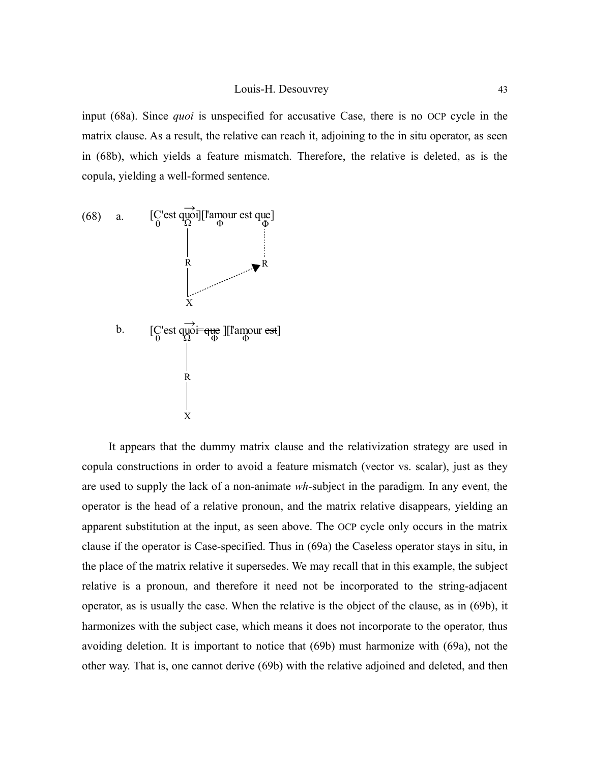input (68a). Since *quoi* is unspecified for accusative Case, there is no OCP cycle in the matrix clause. As a result, the relative can reach it, adjoining to the in situ operator, as seen in (68b), which yields a feature mismatch. Therefore, the relative is deleted, as is the copula, yielding a well-formed sentence.

(68) a. [C'est quoi][l'amour est que]

```
     [C'est qu⃗oi][l'amour est que]
      0      Ω          Φ      Φ
             |                 :
             R                 R
             |              ↗
             X . . . . . .
```

b. [C'est quoi ~~que~~ ][l'amour ~~est~~]

```
     [C'est qu⃗oi ~~que~~ ][l'amour ~~est~~]
      0      Ω     Φ          Φ
             |
             R
             |
             X
```

It appears that the dummy matrix clause and the relativization strategy are used in copula constructions in order to avoid a feature mismatch (vector vs. scalar), just as they are used to supply the lack of a non-animate *wh*-subject in the paradigm. In any event, the operator is the head of a relative pronoun, and the matrix relative disappears, yielding an apparent substitution at the input, as seen above. The OCP cycle only occurs in the matrix clause if the operator is Case-specified. Thus in (69a) the Caseless operator stays in situ, in the place of the matrix relative it supersedes. We may recall that in this example, the subject relative is a pronoun, and therefore it need not be incorporated to the string-adjacent operator, as is usually the case. When the relative is the object of the clause, as in (69b), it harmonizes with the subject case, which means it does not incorporate to the operator, thus avoiding deletion. It is important to notice that (69b) must harmonize with (69a), not the other way. That is, one cannot derive (69b) with the relative adjoined and deleted, and then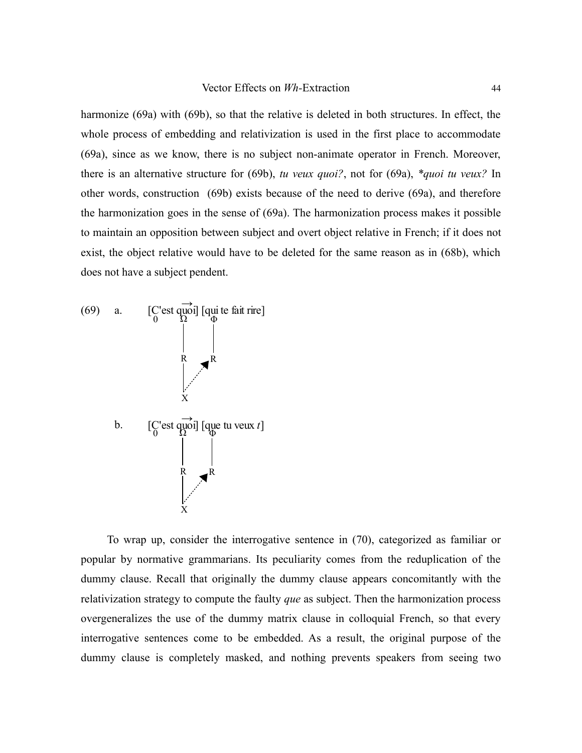harmonize (69a) with (69b), so that the relative is deleted in both structures. In effect, the whole process of embedding and relativization is used in the first place to accommodate (69a), since as we know, there is no subject non-animate operator in French. Moreover, there is an alternative structure for (69b), *tu veux quoi?*, not for (69a), *\*quoi tu veux?* In other words, construction (69b) exists because of the need to derive (69a), and therefore the harmonization goes in the sense of (69a). The harmonization process makes it possible to maintain an opposition between subject and overt object relative in French; if it does not exist, the object relative would have to be deleted for the same reason as in (68b), which does not have a subject pendent.

(69) a. $[_0$C'est $\overrightarrow{\text{quoi}}_{\Omega}$] [qui$_{\Phi}$ te fait rire]

```
            Ω        Φ
            |        |
            R       ↗R
            |    .·
            X
```

b. $[_0$C'est $\overrightarrow{\text{quoi}}_{\Omega}$] [que$_{\Phi}$ tu veux *t*]

```
            Ω        Φ
            |        |
            R       ↗R
            |    .·
            X
```

To wrap up, consider the interrogative sentence in (70), categorized as familiar or popular by normative grammarians. Its peculiarity comes from the reduplication of the dummy clause. Recall that originally the dummy clause appears concomitantly with the relativization strategy to compute the faulty *que* as subject. Then the harmonization process overgeneralizes the use of the dummy matrix clause in colloquial French, so that every interrogative sentences come to be embedded. As a result, the original purpose of the dummy clause is completely masked, and nothing prevents speakers from seeing two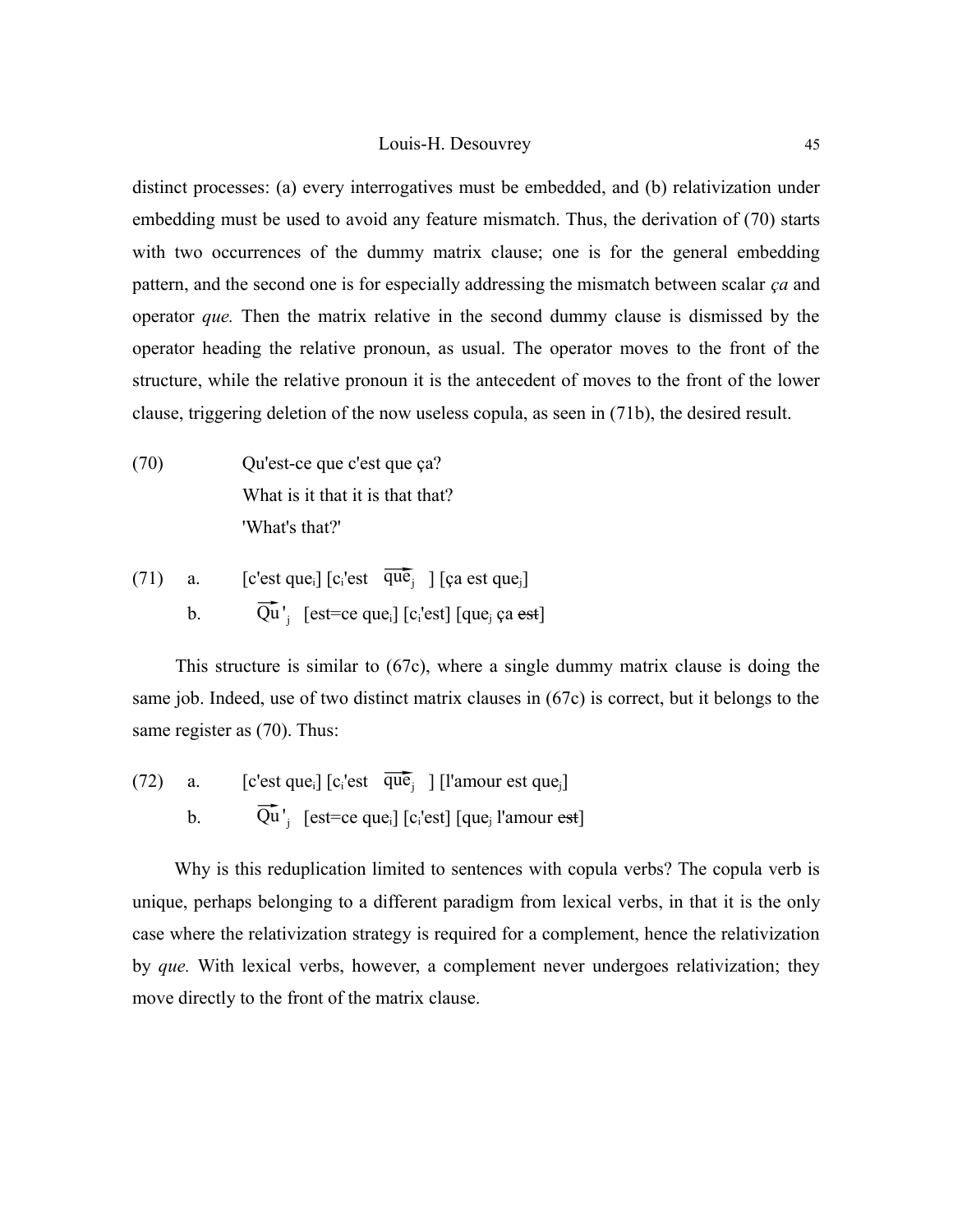distinct processes: (a) every interrogatives must be embedded, and (b) relativization under embedding must be used to avoid any feature mismatch. Thus, the derivation of (70) starts with two occurrences of the dummy matrix clause; one is for the general embedding pattern, and the second one is for especially addressing the mismatch between scalar *ça* and operator *que.* Then the matrix relative in the second dummy clause is dismissed by the operator heading the relative pronoun, as usual. The operator moves to the front of the structure, while the relative pronoun it is the antecedent of moves to the front of the lower clause, triggering deletion of the now useless copula, as seen in (71b), the desired result.

(70) Qu'est-ce que c'est que ça?
What is it that it is that that?
'What's that?'

(71) a. [c'est que$_i$] [c$_i$'est $\overrightarrow{\text{que}}_j$ ] [ça est que$_j$]
b. $\overrightarrow{\text{Qu}}'_j$ [est=ce que$_i$] [c$_i$'est] [que$_j$ ça ~~est~~]

This structure is similar to (67c), where a single dummy matrix clause is doing the same job. Indeed, use of two distinct matrix clauses in (67c) is correct, but it belongs to the same register as (70). Thus:

(72) a. [c'est que$_i$] [c$_i$'est $\overrightarrow{\text{que}}_j$ ] [l'amour est que$_j$]
b. $\overrightarrow{\text{Qu}}'_j$ [est=ce que$_i$] [c$_i$'est] [que$_j$ l'amour ~~est~~]

Why is this reduplication limited to sentences with copula verbs? The copula verb is unique, perhaps belonging to a different paradigm from lexical verbs, in that it is the only case where the relativization strategy is required for a complement, hence the relativization by *que.* With lexical verbs, however, a complement never undergoes relativization; they move directly to the front of the matrix clause.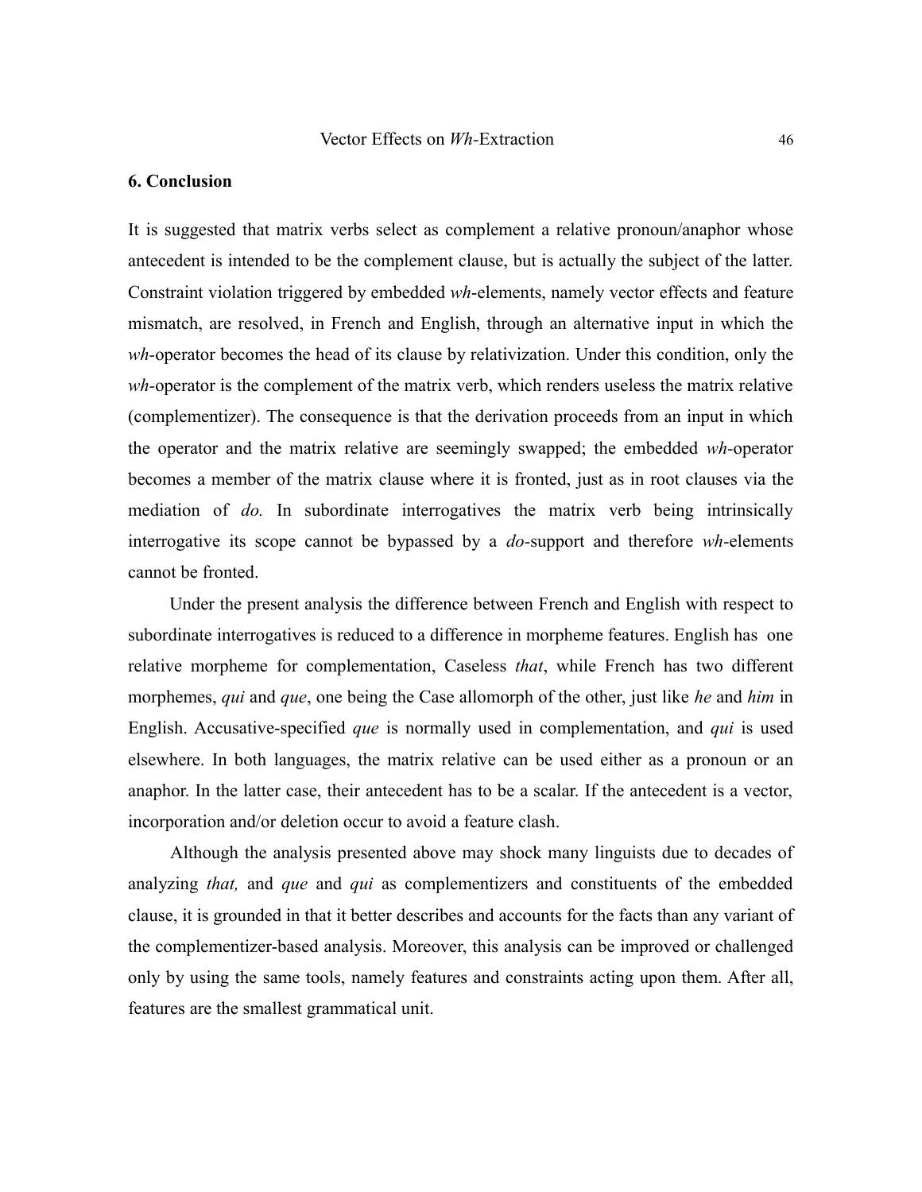## 6. Conclusion

It is suggested that matrix verbs select as complement a relative pronoun/anaphor whose antecedent is intended to be the complement clause, but is actually the subject of the latter. Constraint violation triggered by embedded *wh*-elements, namely vector effects and feature mismatch, are resolved, in French and English, through an alternative input in which the *wh*-operator becomes the head of its clause by relativization. Under this condition, only the *wh*-operator is the complement of the matrix verb, which renders useless the matrix relative (complementizer). The consequence is that the derivation proceeds from an input in which the operator and the matrix relative are seemingly swapped; the embedded *wh*-operator becomes a member of the matrix clause where it is fronted, just as in root clauses via the mediation of *do.* In subordinate interrogatives the matrix verb being intrinsically interrogative its scope cannot be bypassed by a *do*-support and therefore *wh*-elements cannot be fronted.

Under the present analysis the difference between French and English with respect to subordinate interrogatives is reduced to a difference in morpheme features. English has one relative morpheme for complementation, Caseless *that*, while French has two different morphemes, *qui* and *que*, one being the Case allomorph of the other, just like *he* and *him* in English. Accusative-specified *que* is normally used in complementation, and *qui* is used elsewhere. In both languages, the matrix relative can be used either as a pronoun or an anaphor. In the latter case, their antecedent has to be a scalar. If the antecedent is a vector, incorporation and/or deletion occur to avoid a feature clash.

Although the analysis presented above may shock many linguists due to decades of analyzing *that,* and *que* and *qui* as complementizers and constituents of the embedded clause, it is grounded in that it better describes and accounts for the facts than any variant of the complementizer-based analysis. Moreover, this analysis can be improved or challenged only by using the same tools, namely features and constraints acting upon them. After all, features are the smallest grammatical unit.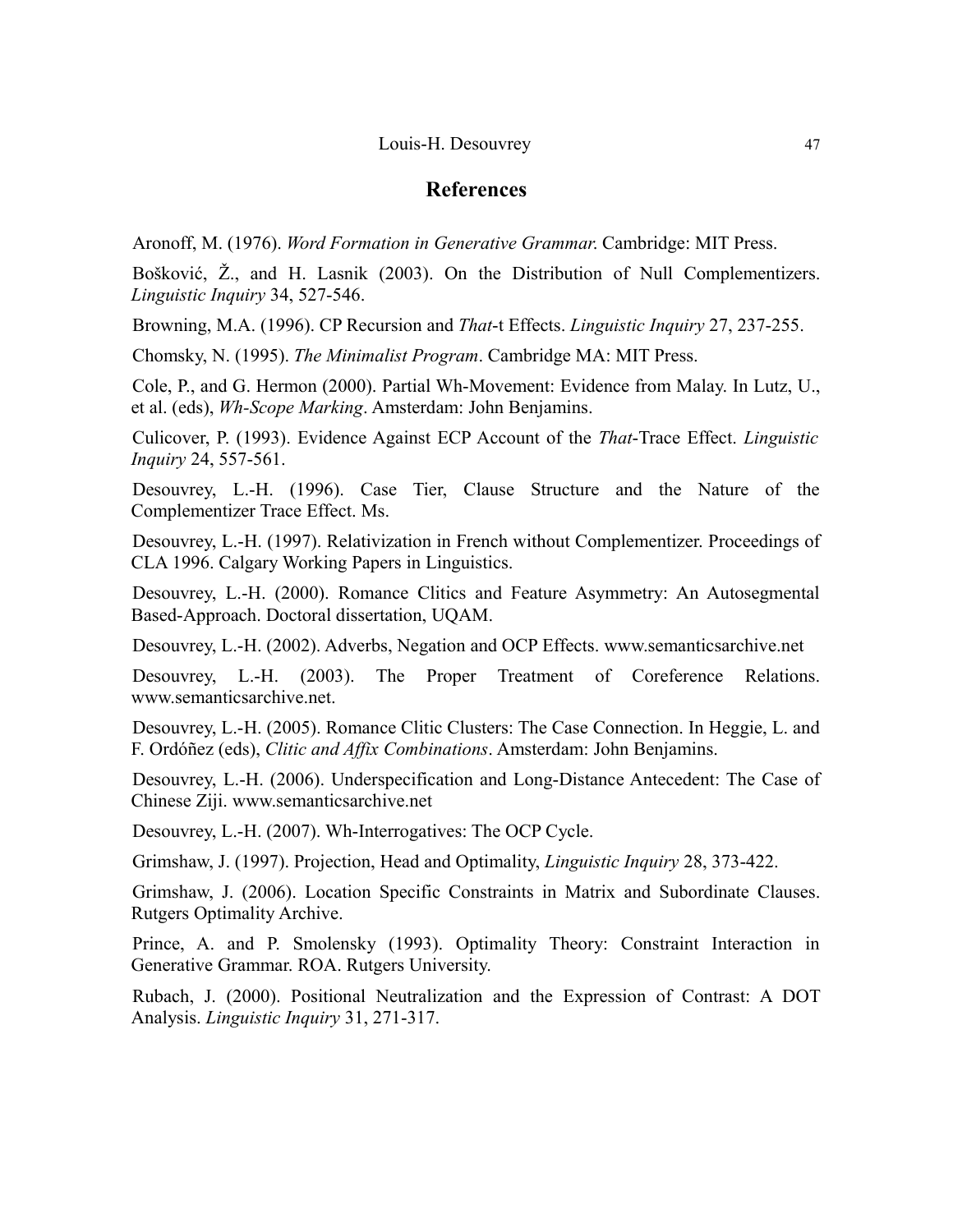## References

Aronoff, M. (1976). *Word Formation in Generative Grammar.* Cambridge: MIT Press.

Bošković, Ž., and H. Lasnik (2003). On the Distribution of Null Complementizers. *Linguistic Inquiry* 34, 527-546.

Browning, M.A. (1996). CP Recursion and *That*-t Effects. *Linguistic Inquiry* 27, 237-255.

Chomsky, N. (1995). *The Minimalist Program*. Cambridge MA: MIT Press.

Cole, P., and G. Hermon (2000). Partial Wh-Movement: Evidence from Malay. In Lutz, U., et al. (eds), *Wh-Scope Marking*. Amsterdam: John Benjamins.

Culicover, P. (1993). Evidence Against ECP Account of the *That*-Trace Effect. *Linguistic Inquiry* 24, 557-561.

Desouvrey, L.-H. (1996). Case Tier, Clause Structure and the Nature of the Complementizer Trace Effect. Ms.

Desouvrey, L.-H. (1997). Relativization in French without Complementizer. Proceedings of CLA 1996. Calgary Working Papers in Linguistics.

Desouvrey, L.-H. (2000). Romance Clitics and Feature Asymmetry: An Autosegmental Based-Approach. Doctoral dissertation, UQAM.

Desouvrey, L.-H. (2002). Adverbs, Negation and OCP Effects. www.semanticsarchive.net

Desouvrey, L.-H. (2003). The Proper Treatment of Coreference Relations. www.semanticsarchive.net.

Desouvrey, L.-H. (2005). Romance Clitic Clusters: The Case Connection. In Heggie, L. and F. Ordóñez (eds), *Clitic and Affix Combinations*. Amsterdam: John Benjamins.

Desouvrey, L.-H. (2006). Underspecification and Long-Distance Antecedent: The Case of Chinese Ziji. www.semanticsarchive.net

Desouvrey, L.-H. (2007). Wh-Interrogatives: The OCP Cycle.

Grimshaw, J. (1997). Projection, Head and Optimality, *Linguistic Inquiry* 28, 373-422.

Grimshaw, J. (2006). Location Specific Constraints in Matrix and Subordinate Clauses. Rutgers Optimality Archive.

Prince, A. and P. Smolensky (1993). Optimality Theory: Constraint Interaction in Generative Grammar. ROA. Rutgers University.

Rubach, J. (2000). Positional Neutralization and the Expression of Contrast: A DOT Analysis. *Linguistic Inquiry* 31, 271-317.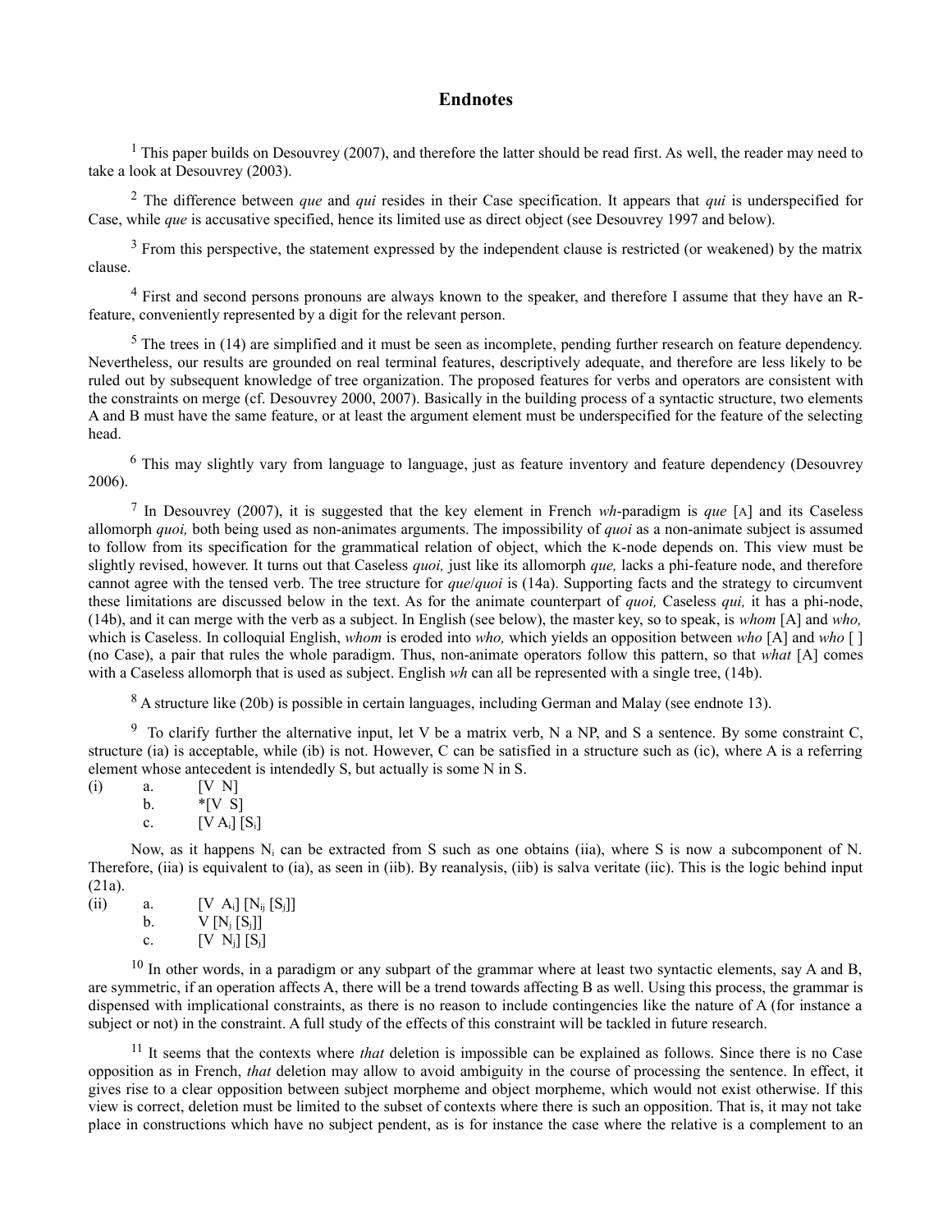# Endnotes

[1] This paper builds on Desouvrey (2007), and therefore the latter should be read first. As well, the reader may need to take a look at Desouvrey (2003).

[2] The difference between *que* and *qui* resides in their Case specification. It appears that *qui* is underspecified for Case, while *que* is accusative specified, hence its limited use as direct object (see Desouvrey 1997 and below).

[3] From this perspective, the statement expressed by the independent clause is restricted (or weakened) by the matrix clause.

[4] First and second persons pronouns are always known to the speaker, and therefore I assume that they have an R-feature, conveniently represented by a digit for the relevant person.

[5] The trees in (14) are simplified and it must be seen as incomplete, pending further research on feature dependency. Nevertheless, our results are grounded on real terminal features, descriptively adequate, and therefore are less likely to be ruled out by subsequent knowledge of tree organization. The proposed features for verbs and operators are consistent with the constraints on merge (cf. Desouvrey 2000, 2007). Basically in the building process of a syntactic structure, two elements A and B must have the same feature, or at least the argument element must be underspecified for the feature of the selecting head.

[6] This may slightly vary from language to language, just as feature inventory and feature dependency (Desouvrey 2006).

[7] In Desouvrey (2007), it is suggested that the key element in French *wh*-paradigm is *que* [A] and its Caseless allomorph *quoi,* both being used as non-animates arguments. The impossibility of *quoi* as a non-animate subject is assumed to follow from its specification for the grammatical relation of object, which the K-node depends on. This view must be slightly revised, however. It turns out that Caseless *quoi,* just like its allomorph *que,* lacks a phi-feature node, and therefore cannot agree with the tensed verb. The tree structure for *que*/*quoi* is (14a). Supporting facts and the strategy to circumvent these limitations are discussed below in the text. As for the animate counterpart of *quoi,* Caseless *qui,* it has a phi-node, (14b), and it can merge with the verb as a subject. In English (see below), the master key, so to speak, is *whom* [A] and *who,* which is Caseless. In colloquial English, *whom* is eroded into *who,* which yields an opposition between *who* [A] and *who* [ ] (no Case), a pair that rules the whole paradigm. Thus, non-animate operators follow this pattern, so that *what* [A] comes with a Caseless allomorph that is used as subject. English *wh* can all be represented with a single tree, (14b).

[8] A structure like (20b) is possible in certain languages, including German and Malay (see endnote 13).

[9] To clarify further the alternative input, let V be a matrix verb, N a NP, and S a sentence. By some constraint C, structure (ia) is acceptable, while (ib) is not. However, C can be satisfied in a structure such as (ic), where A is a referring element whose antecedent is intendedly S, but actually is some N in S.

(i) a. [V N]
 b. *[V S]
 c. [V $A_i$] [$S_i$]

Now, as it happens $N_i$ can be extracted from S such as one obtains (iia), where S is now a subcomponent of N. Therefore, (iia) is equivalent to (ia), as seen in (iib). By reanalysis, (iib) is salva veritate (iic). This is the logic behind input (21a).

(ii) a. [V $A_i$] [$N_{ij}$ [$S_j$]]
 b. V [$N_j$ [$S_j$]]
 c. [V $N_j$] [$S_j$]

[10] In other words, in a paradigm or any subpart of the grammar where at least two syntactic elements, say A and B, are symmetric, if an operation affects A, there will be a trend towards affecting B as well. Using this process, the grammar is dispensed with implicational constraints, as there is no reason to include contingencies like the nature of A (for instance a subject or not) in the constraint. A full study of the effects of this constraint will be tackled in future research.

[11] It seems that the contexts where *that* deletion is impossible can be explained as follows. Since there is no Case opposition as in French, *that* deletion may allow to avoid ambiguity in the course of processing the sentence. In effect, it gives rise to a clear opposition between subject morpheme and object morpheme, which would not exist otherwise. If this view is correct, deletion must be limited to the subset of contexts where there is such an opposition. That is, it may not take place in constructions which have no subject pendent, as is for instance the case where the relative is a complement to an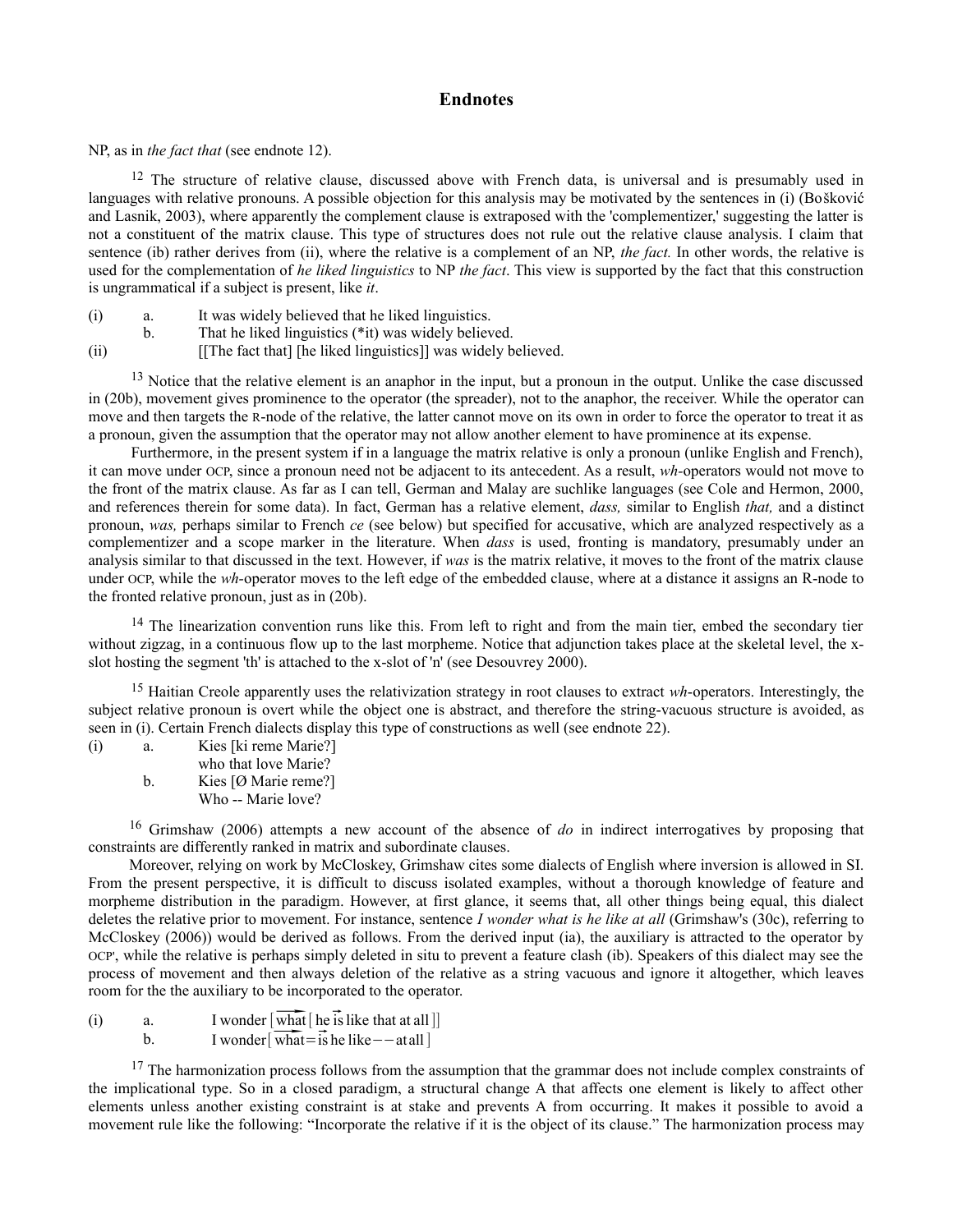## Endnotes

NP, as in *the fact that* (see endnote 12).

[12] The structure of relative clause, discussed above with French data, is universal and is presumably used in languages with relative pronouns. A possible objection for this analysis may be motivated by the sentences in (i) (Bošković and Lasnik, 2003), where apparently the complement clause is extraposed with the 'complementizer,' suggesting the latter is not a constituent of the matrix clause. This type of structures does not rule out the relative clause analysis. I claim that sentence (ib) rather derives from (ii), where the relative is a complement of an NP, *the fact.* In other words, the relative is used for the complementation of *he liked linguistics* to NP *the fact*. This view is supported by the fact that this construction is ungrammatical if a subject is present, like *it*.

(i) a. It was widely believed that he liked linguistics.
 b. That he liked linguistics (*it) was widely believed.
(ii) [[The fact that] [he liked linguistics]] was widely believed.

[13] Notice that the relative element is an anaphor in the input, but a pronoun in the output. Unlike the case discussed in (20b), movement gives prominence to the operator (the spreader), not to the anaphor, the receiver. While the operator can move and then targets the R-node of the relative, the latter cannot move on its own in order to force the operator to treat it as a pronoun, given the assumption that the operator may not allow another element to have prominence at its expense.

Furthermore, in the present system if in a language the matrix relative is only a pronoun (unlike English and French), it can move under OCP, since a pronoun need not be adjacent to its antecedent. As a result, *wh*-operators would not move to the front of the matrix clause. As far as I can tell, German and Malay are suchlike languages (see Cole and Hermon, 2000, and references therein for some data). In fact, German has a relative element, *dass,* similar to English *that,* and a distinct pronoun, *was,* perhaps similar to French *ce* (see below) but specified for accusative, which are analyzed respectively as a complementizer and a scope marker in the literature. When *dass* is used, fronting is mandatory, presumably under an analysis similar to that discussed in the text. However, if *was* is the matrix relative, it moves to the front of the matrix clause under OCP, while the *wh*-operator moves to the left edge of the embedded clause, where at a distance it assigns an R-node to the fronted relative pronoun, just as in (20b).

[14] The linearization convention runs like this. From left to right and from the main tier, embed the secondary tier without zigzag, in a continuous flow up to the last morpheme. Notice that adjunction takes place at the skeletal level, the x-slot hosting the segment 'th' is attached to the x-slot of 'n' (see Desouvrey 2000).

[15] Haitian Creole apparently uses the relativization strategy in root clauses to extract *wh*-operators. Interestingly, the subject relative pronoun is overt while the object one is abstract, and therefore the string-vacuous structure is avoided, as seen in (i). Certain French dialects display this type of constructions as well (see endnote 22).

(i) a. Kies [ki reme Marie?]
 who that love Marie?
 b. Kies [Ø Marie reme?]
 Who -- Marie love?

[16] Grimshaw (2006) attempts a new account of the absence of *do* in indirect interrogatives by proposing that constraints are differently ranked in matrix and subordinate clauses.

Moreover, relying on work by McCloskey, Grimshaw cites some dialects of English where inversion is allowed in SI. From the present perspective, it is difficult to discuss isolated examples, without a thorough knowledge of feature and morpheme distribution in the paradigm. However, at first glance, it seems that, all other things being equal, this dialect deletes the relative prior to movement. For instance, sentence *I wonder what is he like at all* (Grimshaw's (30c), referring to McCloskey (2006)) would be derived as follows. From the derived input (ia), the auxiliary is attracted to the operator by OCP', while the relative is perhaps simply deleted in situ to prevent a feature clash (ib). Speakers of this dialect may see the process of movement and then always deletion of the relative as a string vacuous and ignore it altogether, which leaves room for the the auxiliary to be incorporated to the operator.

(i) a. $\text{I wonder} \left[ \overrightarrow{\text{what}} \left[ \text{he } \vec{\text{is}} \text{ like that at all} \right] \right]$
 b. $\text{I wonder} \left[ \overrightarrow{\text{what}} = \vec{\text{is}} \text{ he like} -- \text{at all} \right]$

[17] The harmonization process follows from the assumption that the grammar does not include complex constraints of the implicational type. So in a closed paradigm, a structural change A that affects one element is likely to affect other elements unless another existing constraint is at stake and prevents A from occurring. It makes it possible to avoid a movement rule like the following: "Incorporate the relative if it is the object of its clause." The harmonization process may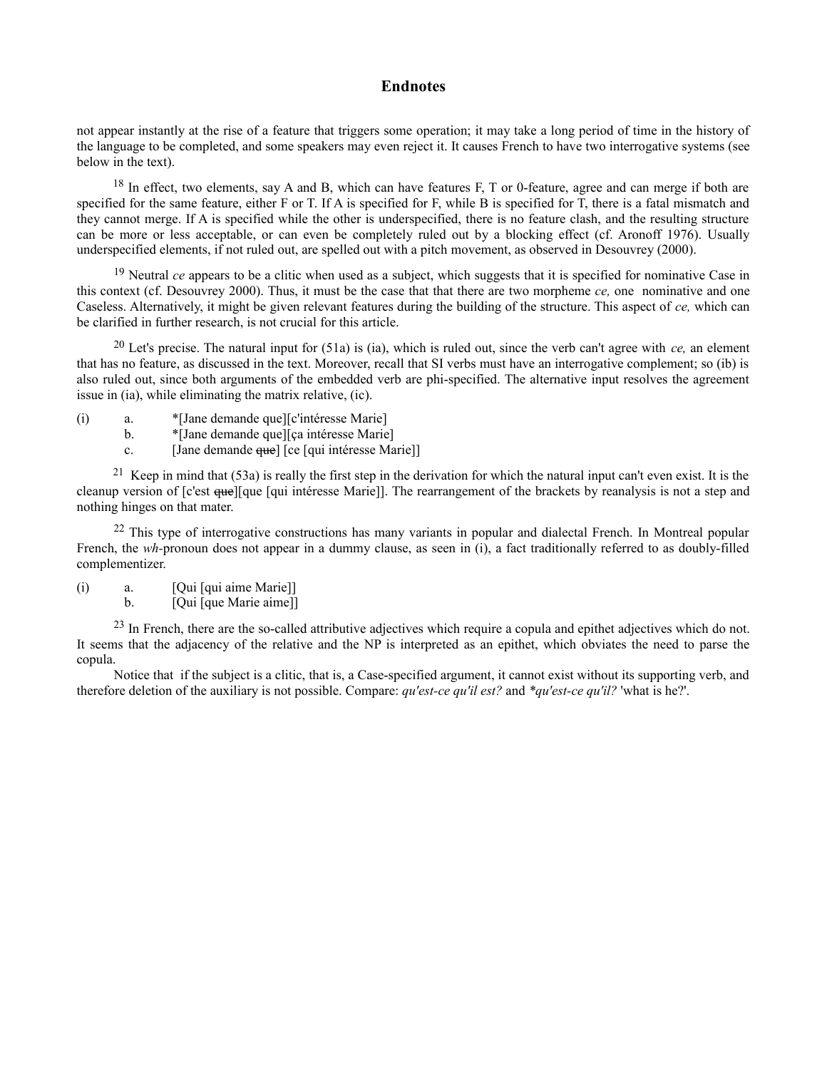# Endnotes

not appear instantly at the rise of a feature that triggers some operation; it may take a long period of time in the history of the language to be completed, and some speakers may even reject it. It causes French to have two interrogative systems (see below in the text).

[18] In effect, two elements, say A and B, which can have features F, T or 0-feature, agree and can merge if both are specified for the same feature, either F or T. If A is specified for F, while B is specified for T, there is a fatal mismatch and they cannot merge. If A is specified while the other is underspecified, there is no feature clash, and the resulting structure can be more or less acceptable, or can even be completely ruled out by a blocking effect (cf. Aronoff 1976). Usually underspecified elements, if not ruled out, are spelled out with a pitch movement, as observed in Desouvrey (2000).

[19] Neutral *ce* appears to be a clitic when used as a subject, which suggests that it is specified for nominative Case in this context (cf. Desouvrey 2000). Thus, it must be the case that that there are two morpheme *ce,* one nominative and one Caseless. Alternatively, it might be given relevant features during the building of the structure. This aspect of *ce,* which can be clarified in further research, is not crucial for this article.

[20] Let's precise. The natural input for (51a) is (ia), which is ruled out, since the verb can't agree with *ce,* an element that has no feature, as discussed in the text. Moreover, recall that SI verbs must have an interrogative complement; so (ib) is also ruled out, since both arguments of the embedded verb are phi-specified. The alternative input resolves the agreement issue in (ia), while eliminating the matrix relative, (ic).

(i) a. *[Jane demande que][c'intéresse Marie]
&nbsp;&nbsp;&nbsp;&nbsp;b. *[Jane demande que][ça intéresse Marie]
&nbsp;&nbsp;&nbsp;&nbsp;c. [Jane demande ~~que~~] [ce [qui intéresse Marie]]

[21] Keep in mind that (53a) is really the first step in the derivation for which the natural input can't even exist. It is the cleanup version of [c'est ~~que~~][que [qui intéresse Marie]]. The rearrangement of the brackets by reanalysis is not a step and nothing hinges on that mater.

[22] This type of interrogative constructions has many variants in popular and dialectal French. In Montreal popular French, the *wh*-pronoun does not appear in a dummy clause, as seen in (i), a fact traditionally referred to as doubly-filled complementizer.

(i) a. [Qui [qui aime Marie]]
&nbsp;&nbsp;&nbsp;&nbsp;b. [Qui [que Marie aime]]

[23] In French, there are the so-called attributive adjectives which require a copula and epithet adjectives which do not. It seems that the adjacency of the relative and the NP is interpreted as an epithet, which obviates the need to parse the copula.

Notice that if the subject is a clitic, that is, a Case-specified argument, it cannot exist without its supporting verb, and therefore deletion of the auxiliary is not possible. Compare: *qu'est-ce qu'il est?* and *\*qu'est-ce qu'il?* 'what is he?'.